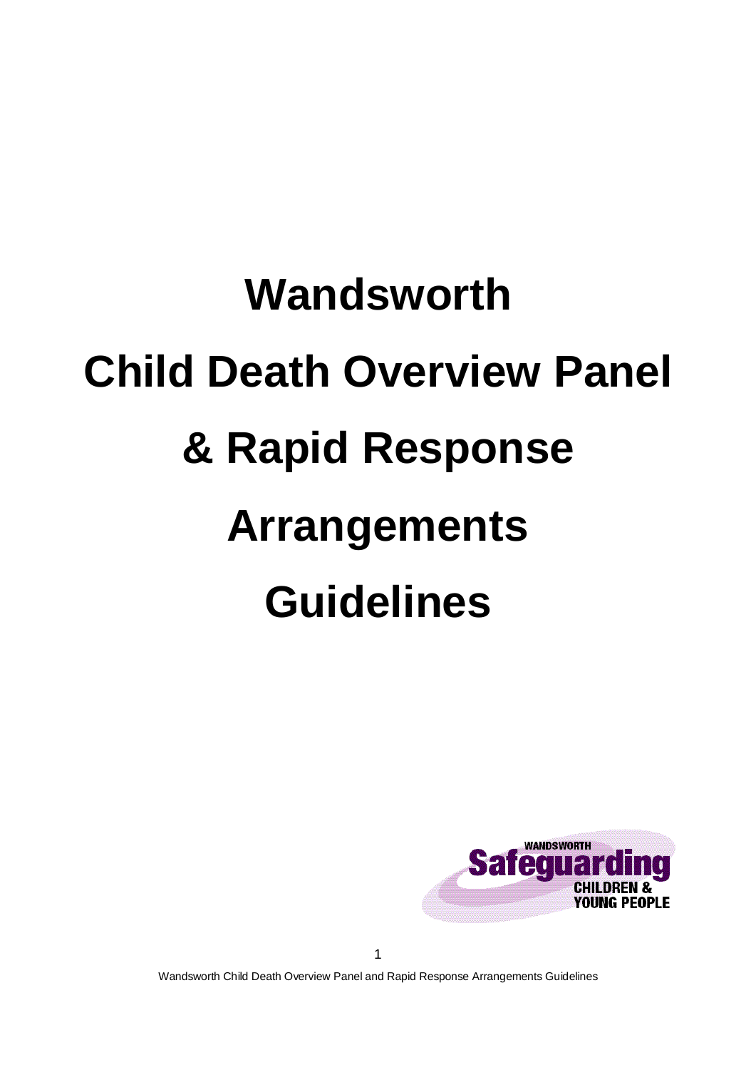# Wandsworth

# Child Death Overview Panel

# & Rapid Response

# Arrangements

# Guidelines

WANDSWORTH
Safeguarding
CHILDREN &
YOUNG PEOPLE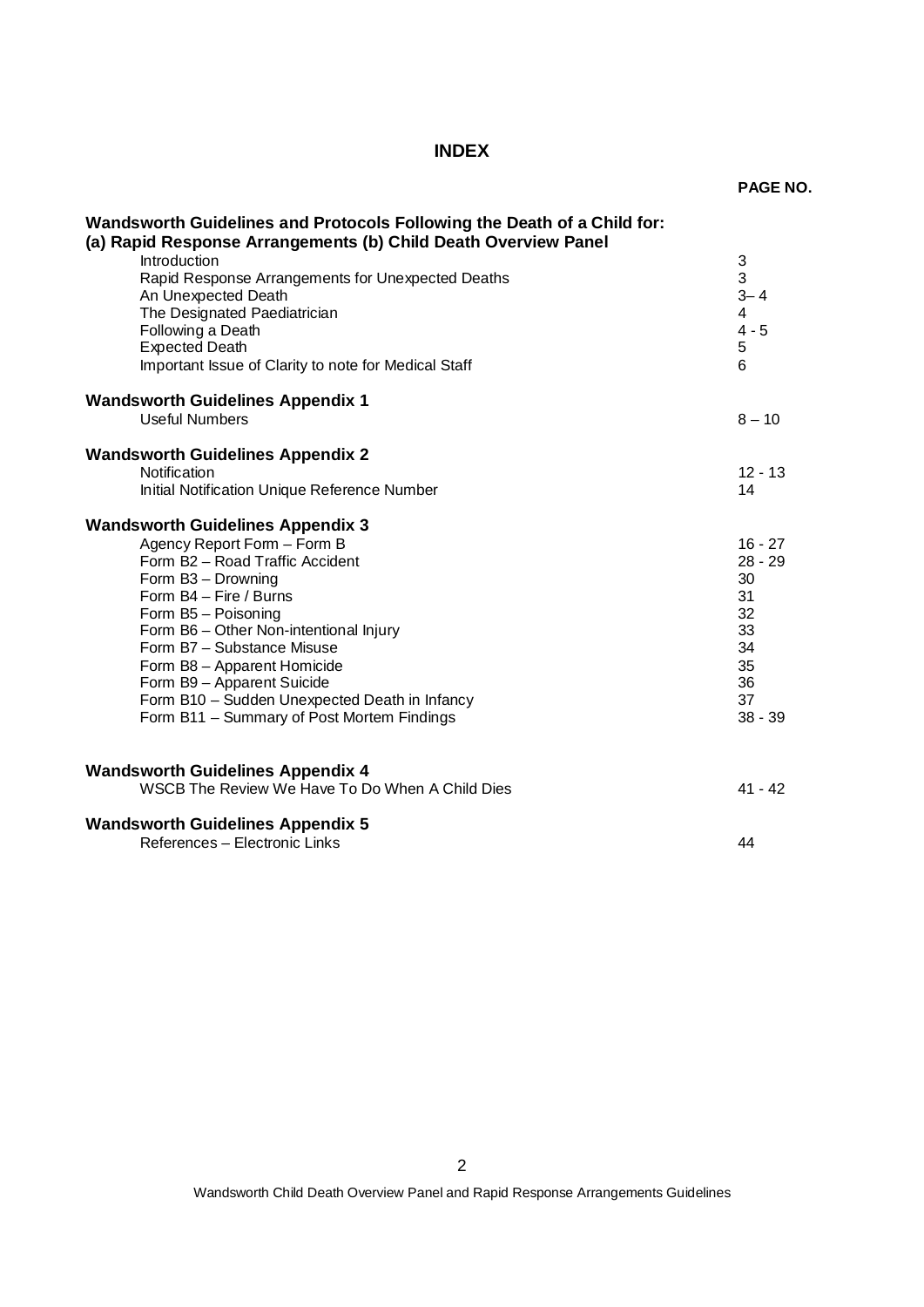# INDEX

| | PAGE NO. |
|---|---|
| **Wandsworth Guidelines and Protocols Following the Death of a Child for: (a) Rapid Response Arrangements (b) Child Death Overview Panel** | |
| Introduction | 3 |
| Rapid Response Arrangements for Unexpected Deaths | 3 |
| An Unexpected Death | 3– 4 |
| The Designated Paediatrician | 4 |
| Following a Death | 4 - 5 |
| Expected Death | 5 |
| Important Issue of Clarity to note for Medical Staff | 6 |
| **Wandsworth Guidelines Appendix 1** | |
| Useful Numbers | 8 – 10 |
| **Wandsworth Guidelines Appendix 2** | |
| Notification | 12 - 13 |
| Initial Notification Unique Reference Number | 14 |
| **Wandsworth Guidelines Appendix 3** | |
| Agency Report Form – Form B | 16 - 27 |
| Form B2 – Road Traffic Accident | 28 - 29 |
| Form B3 – Drowning | 30 |
| Form B4 – Fire / Burns | 31 |
| Form B5 – Poisoning | 32 |
| Form B6 – Other Non-intentional Injury | 33 |
| Form B7 – Substance Misuse | 34 |
| Form B8 – Apparent Homicide | 35 |
| Form B9 – Apparent Suicide | 36 |
| Form B10 – Sudden Unexpected Death in Infancy | 37 |
| Form B11 – Summary of Post Mortem Findings | 38 - 39 |
| **Wandsworth Guidelines Appendix 4** | |
| WSCB The Review We Have To Do When A Child Dies | 41 - 42 |
| **Wandsworth Guidelines Appendix 5** | |
| References – Electronic Links | 44 |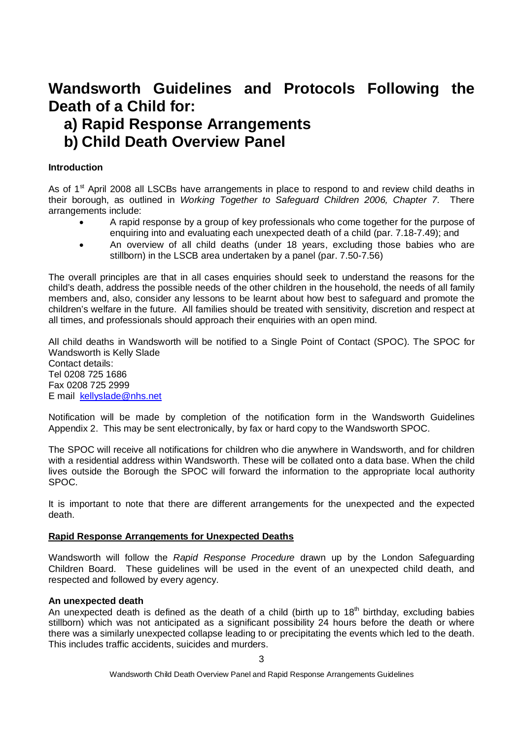# Wandsworth Guidelines and Protocols Following the Death of a Child for:

# a) Rapid Response Arrangements

# b) Child Death Overview Panel

**Introduction**

As of 1st April 2008 all LSCBs have arrangements in place to respond to and review child deaths in their borough, as outlined in *Working Together to Safeguard Children 2006, Chapter 7*. There arrangements include:

- A rapid response by a group of key professionals who come together for the purpose of enquiring into and evaluating each unexpected death of a child (par. 7.18-7.49); and
- An overview of all child deaths (under 18 years, excluding those babies who are stillborn) in the LSCB area undertaken by a panel (par. 7.50-7.56)

The overall principles are that in all cases enquiries should seek to understand the reasons for the child's death, address the possible needs of the other children in the household, the needs of all family members and, also, consider any lessons to be learnt about how best to safeguard and promote the children's welfare in the future. All families should be treated with sensitivity, discretion and respect at all times, and professionals should approach their enquiries with an open mind.

All child deaths in Wandsworth will be notified to a Single Point of Contact (SPOC). The SPOC for Wandsworth is Kelly Slade
Contact details:
Tel 0208 725 1686
Fax 0208 725 2999
E mail kellyslade@nhs.net

Notification will be made by completion of the notification form in the Wandsworth Guidelines Appendix 2. This may be sent electronically, by fax or hard copy to the Wandsworth SPOC.

The SPOC will receive all notifications for children who die anywhere in Wandsworth, and for children with a residential address within Wandsworth. These will be collated onto a data base. When the child lives outside the Borough the SPOC will forward the information to the appropriate local authority SPOC.

It is important to note that there are different arrangements for the unexpected and the expected death.

**Rapid Response Arrangements for Unexpected Deaths**

Wandsworth will follow the *Rapid Response Procedure* drawn up by the London Safeguarding Children Board. These guidelines will be used in the event of an unexpected child death, and respected and followed by every agency.

**An unexpected death**

An unexpected death is defined as the death of a child (birth up to 18th birthday, excluding babies stillborn) which was not anticipated as a significant possibility 24 hours before the death or where there was a similarly unexpected collapse leading to or precipitating the events which led to the death. This includes traffic accidents, suicides and murders.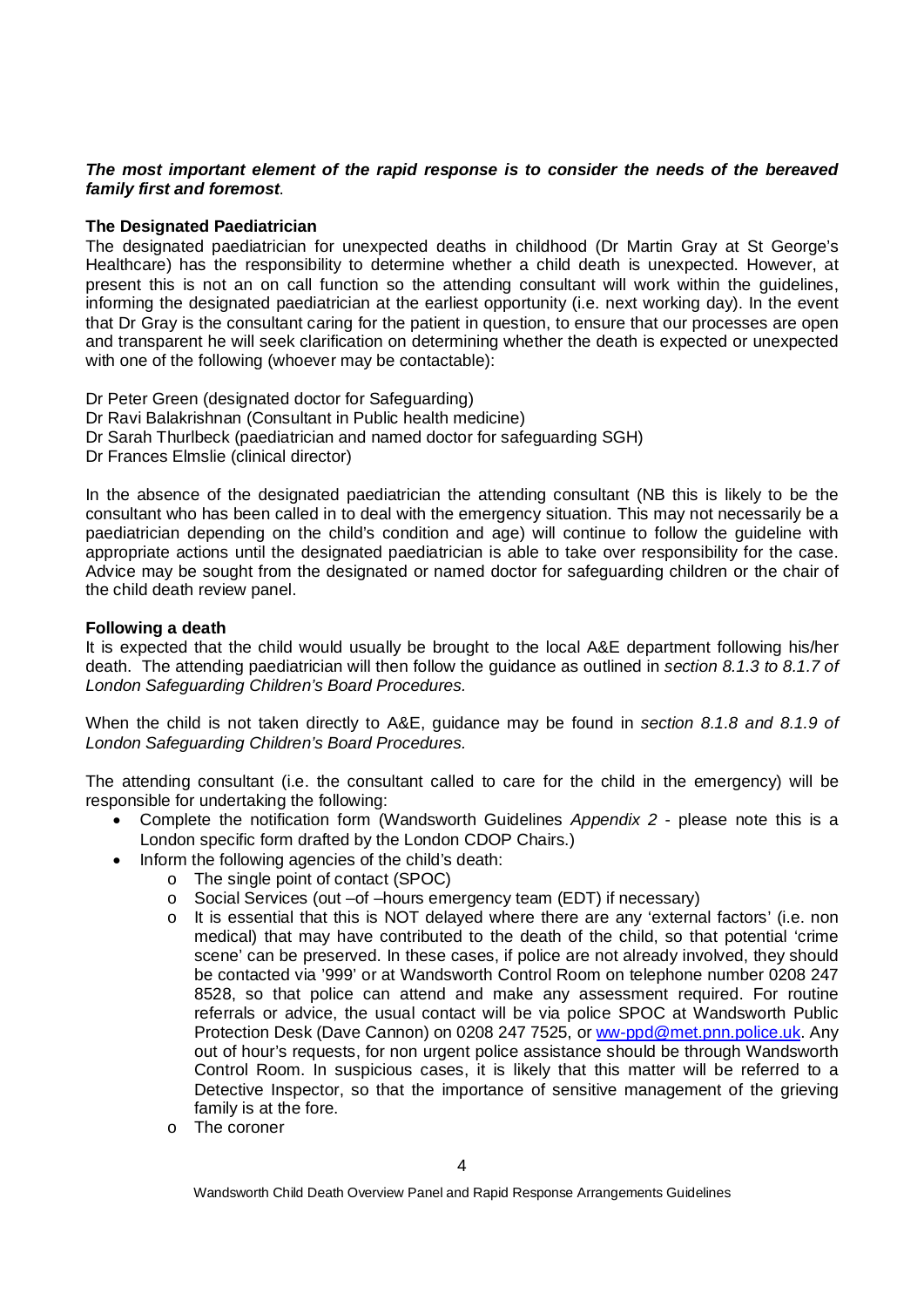***The most important element of the rapid response is to consider the needs of the bereaved family first and foremost***.

**The Designated Paediatrician**

The designated paediatrician for unexpected deaths in childhood (Dr Martin Gray at St George's Healthcare) has the responsibility to determine whether a child death is unexpected. However, at present this is not an on call function so the attending consultant will work within the guidelines, informing the designated paediatrician at the earliest opportunity (i.e. next working day). In the event that Dr Gray is the consultant caring for the patient in question, to ensure that our processes are open and transparent he will seek clarification on determining whether the death is expected or unexpected with one of the following (whoever may be contactable):

Dr Peter Green (designated doctor for Safeguarding)
Dr Ravi Balakrishnan (Consultant in Public health medicine)
Dr Sarah Thurlbeck (paediatrician and named doctor for safeguarding SGH)
Dr Frances Elmslie (clinical director)

In the absence of the designated paediatrician the attending consultant (NB this is likely to be the consultant who has been called in to deal with the emergency situation. This may not necessarily be a paediatrician depending on the child's condition and age) will continue to follow the guideline with appropriate actions until the designated paediatrician is able to take over responsibility for the case. Advice may be sought from the designated or named doctor for safeguarding children or the chair of the child death review panel.

**Following a death**

It is expected that the child would usually be brought to the local A&E department following his/her death. The attending paediatrician will then follow the guidance as outlined in *section 8.1.3 to 8.1.7 of London Safeguarding Children's Board Procedures.*

When the child is not taken directly to A&E, guidance may be found in *section 8.1.8 and 8.1.9 of London Safeguarding Children's Board Procedures.*

The attending consultant (i.e. the consultant called to care for the child in the emergency) will be responsible for undertaking the following:

- Complete the notification form (Wandsworth Guidelines *Appendix 2* - please note this is a London specific form drafted by the London CDOP Chairs.)
- Inform the following agencies of the child's death:
  - The single point of contact (SPOC)
  - Social Services (out –of –hours emergency team (EDT) if necessary)
  - It is essential that this is NOT delayed where there are any 'external factors' (i.e. non medical) that may have contributed to the death of the child, so that potential 'crime scene' can be preserved. In these cases, if police are not already involved, they should be contacted via '999' or at Wandsworth Control Room on telephone number 0208 247 8528, so that police can attend and make any assessment required. For routine referrals or advice, the usual contact will be via police SPOC at Wandsworth Public Protection Desk (Dave Cannon) on 0208 247 7525, or ww-ppd@met.pnn.police.uk. Any out of hour's requests, for non urgent police assistance should be through Wandsworth Control Room. In suspicious cases, it is likely that this matter will be referred to a Detective Inspector, so that the importance of sensitive management of the grieving family is at the fore.
  - The coroner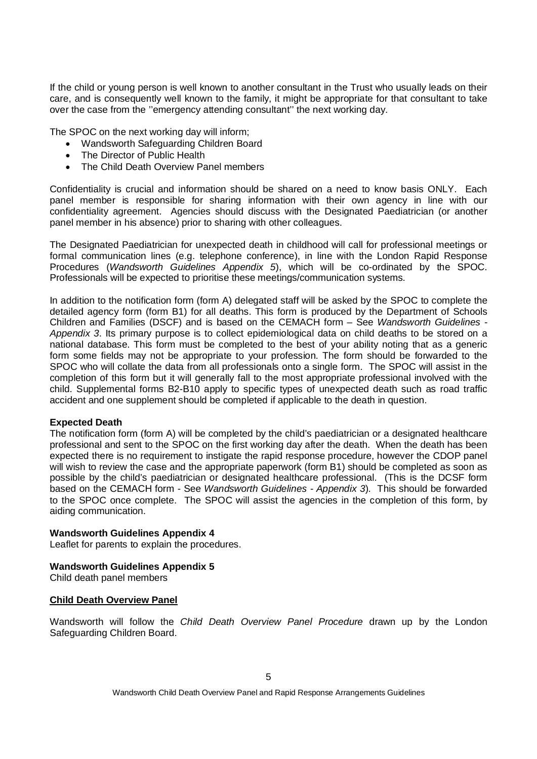If the child or young person is well known to another consultant in the Trust who usually leads on their care, and is consequently well known to the family, it might be appropriate for that consultant to take over the case from the ''emergency attending consultant'' the next working day.

The SPOC on the next working day will inform;

- Wandsworth Safeguarding Children Board
- The Director of Public Health
- The Child Death Overview Panel members

Confidentiality is crucial and information should be shared on a need to know basis ONLY. Each panel member is responsible for sharing information with their own agency in line with our confidentiality agreement. Agencies should discuss with the Designated Paediatrician (or another panel member in his absence) prior to sharing with other colleagues.

The Designated Paediatrician for unexpected death in childhood will call for professional meetings or formal communication lines (e.g. telephone conference), in line with the London Rapid Response Procedures (*Wandsworth Guidelines Appendix 5*), which will be co-ordinated by the SPOC. Professionals will be expected to prioritise these meetings/communication systems.

In addition to the notification form (form A) delegated staff will be asked by the SPOC to complete the detailed agency form (form B1) for all deaths. This form is produced by the Department of Schools Children and Families (DSCF) and is based on the CEMACH form – See *Wandsworth Guidelines - Appendix 3*. Its primary purpose is to collect epidemiological data on child deaths to be stored on a national database. This form must be completed to the best of your ability noting that as a generic form some fields may not be appropriate to your profession. The form should be forwarded to the SPOC who will collate the data from all professionals onto a single form. The SPOC will assist in the completion of this form but it will generally fall to the most appropriate professional involved with the child. Supplemental forms B2-B10 apply to specific types of unexpected death such as road traffic accident and one supplement should be completed if applicable to the death in question.

**Expected Death**

The notification form (form A) will be completed by the child's paediatrician or a designated healthcare professional and sent to the SPOC on the first working day after the death. When the death has been expected there is no requirement to instigate the rapid response procedure, however the CDOP panel will wish to review the case and the appropriate paperwork (form B1) should be completed as soon as possible by the child's paediatrician or designated healthcare professional. (This is the DCSF form based on the CEMACH form - See *Wandsworth Guidelines - Appendix 3*). This should be forwarded to the SPOC once complete. The SPOC will assist the agencies in the completion of this form, by aiding communication.

**Wandsworth Guidelines Appendix 4**

Leaflet for parents to explain the procedures.

**Wandsworth Guidelines Appendix 5**

Child death panel members

**<u>Child Death Overview Panel</u>**

Wandsworth will follow the *Child Death Overview Panel Procedure* drawn up by the London Safeguarding Children Board.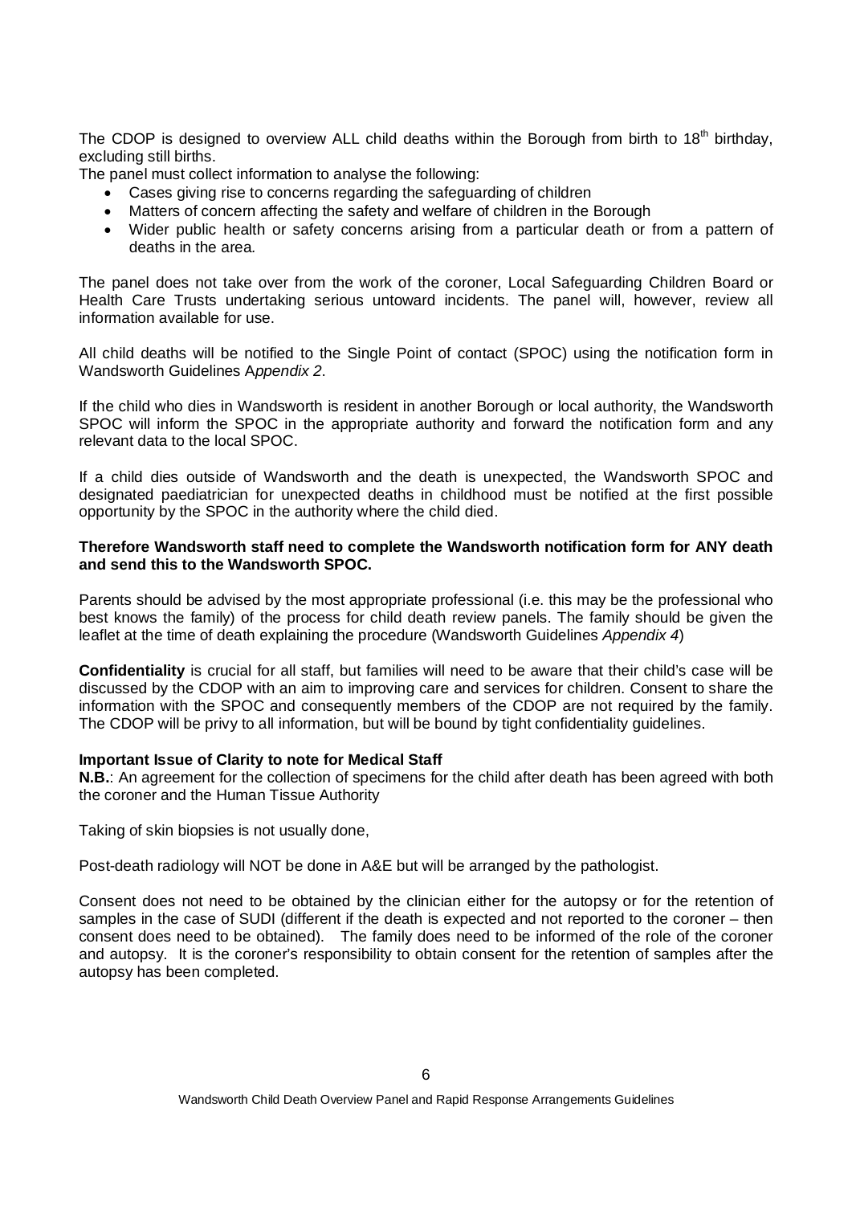The CDOP is designed to overview ALL child deaths within the Borough from birth to 18th birthday, excluding still births.

The panel must collect information to analyse the following:

- Cases giving rise to concerns regarding the safeguarding of children
- Matters of concern affecting the safety and welfare of children in the Borough
- Wider public health or safety concerns arising from a particular death or from a pattern of deaths in the area.

The panel does not take over from the work of the coroner, Local Safeguarding Children Board or Health Care Trusts undertaking serious untoward incidents. The panel will, however, review all information available for use.

All child deaths will be notified to the Single Point of contact (SPOC) using the notification form in Wandsworth Guidelines A*ppendix 2*.

If the child who dies in Wandsworth is resident in another Borough or local authority, the Wandsworth SPOC will inform the SPOC in the appropriate authority and forward the notification form and any relevant data to the local SPOC.

If a child dies outside of Wandsworth and the death is unexpected, the Wandsworth SPOC and designated paediatrician for unexpected deaths in childhood must be notified at the first possible opportunity by the SPOC in the authority where the child died.

**Therefore Wandsworth staff need to complete the Wandsworth notification form for ANY death and send this to the Wandsworth SPOC.**

Parents should be advised by the most appropriate professional (i.e. this may be the professional who best knows the family) of the process for child death review panels. The family should be given the leaflet at the time of death explaining the procedure (Wandsworth Guidelines *Appendix 4*)

**Confidentiality** is crucial for all staff, but families will need to be aware that their child's case will be discussed by the CDOP with an aim to improving care and services for children. Consent to share the information with the SPOC and consequently members of the CDOP are not required by the family. The CDOP will be privy to all information, but will be bound by tight confidentiality guidelines.

**Important Issue of Clarity to note for Medical Staff**

**N.B.**: An agreement for the collection of specimens for the child after death has been agreed with both the coroner and the Human Tissue Authority

Taking of skin biopsies is not usually done,

Post-death radiology will NOT be done in A&E but will be arranged by the pathologist.

Consent does not need to be obtained by the clinician either for the autopsy or for the retention of samples in the case of SUDI (different if the death is expected and not reported to the coroner – then consent does need to be obtained). The family does need to be informed of the role of the coroner and autopsy. It is the coroner's responsibility to obtain consent for the retention of samples after the autopsy has been completed.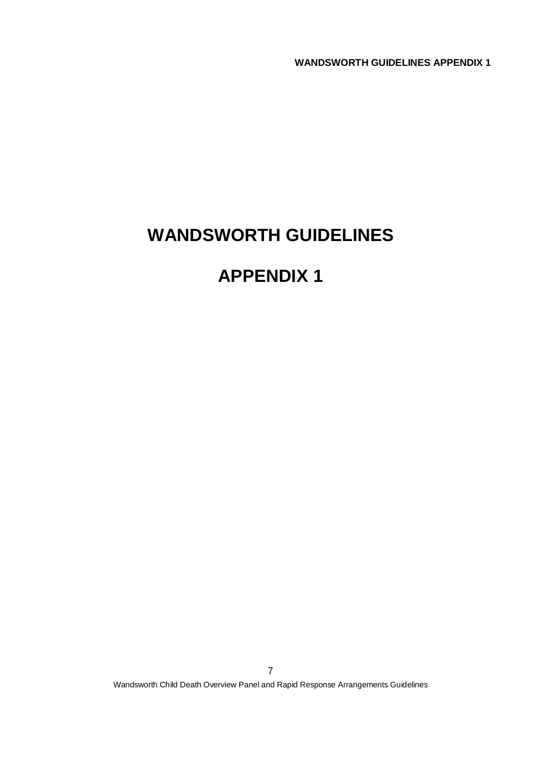# WANDSWORTH GUIDELINES

# APPENDIX 1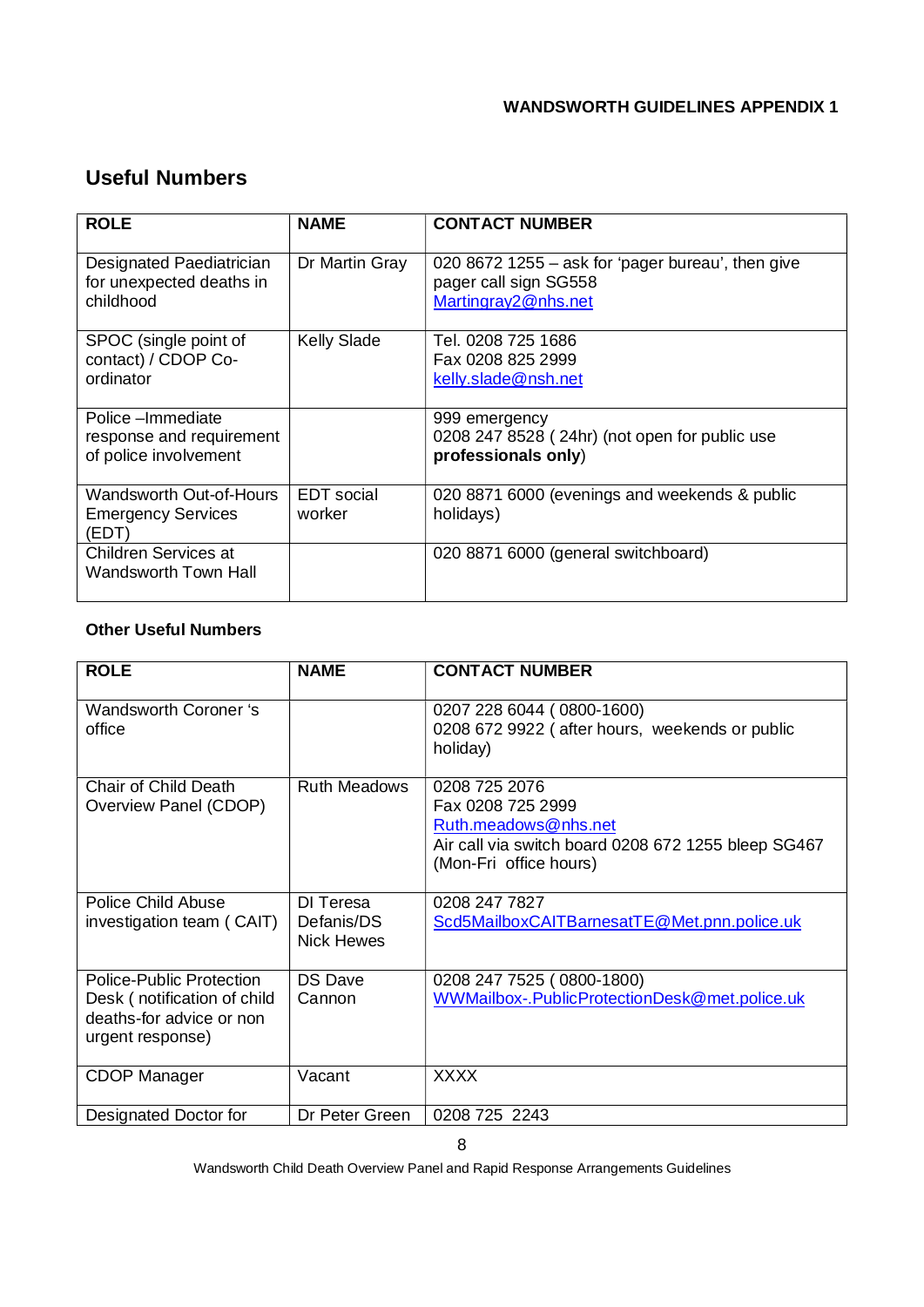**WANDSWORTH GUIDELINES APPENDIX 1**

## Useful Numbers

| ROLE | NAME | CONTACT NUMBER |
|---|---|---|
| Designated Paediatrician for unexpected deaths in childhood | Dr Martin Gray | 020 8672 1255 – ask for 'pager bureau', then give pager call sign SG558<br>Martingray2@nhs.net |
| SPOC (single point of contact) / CDOP Co-ordinator | Kelly Slade | Tel. 0208 725 1686<br>Fax 0208 825 2999<br>kelly.slade@nsh.net |
| Police –Immediate response and requirement of police involvement | | 999 emergency<br>0208 247 8528 ( 24hr) (not open for public use **professionals only**) |
| Wandsworth Out-of-Hours Emergency Services (EDT) | EDT social worker | 020 8871 6000 (evenings and weekends & public holidays) |
| Children Services at Wandsworth Town Hall | | 020 8871 6000 (general switchboard) |

### Other Useful Numbers

| ROLE | NAME | CONTACT NUMBER |
|---|---|---|
| Wandsworth Coroner 's office | | 0207 228 6044 ( 0800-1600)<br>0208 672 9922 ( after hours, weekends or public holiday) |
| Chair of Child Death Overview Panel (CDOP) | Ruth Meadows | 0208 725 2076<br>Fax 0208 725 2999<br>Ruth.meadows@nhs.net<br>Air call via switch board 0208 672 1255 bleep SG467 (Mon-Fri office hours) |
| Police Child Abuse investigation team ( CAIT) | DI Teresa Defanis/DS Nick Hewes | 0208 247 7827<br>Scd5MailboxCAITBarnesatTE@Met.pnn.police.uk |
| Police-Public Protection Desk ( notification of child deaths-for advice or non urgent response) | DS Dave Cannon | 0208 247 7525 ( 0800-1800)<br>WWMailbox-.PublicProtectionDesk@met.police.uk |
| CDOP Manager | Vacant | XXXX |
| Designated Doctor for | Dr Peter Green | 0208 725 2243 |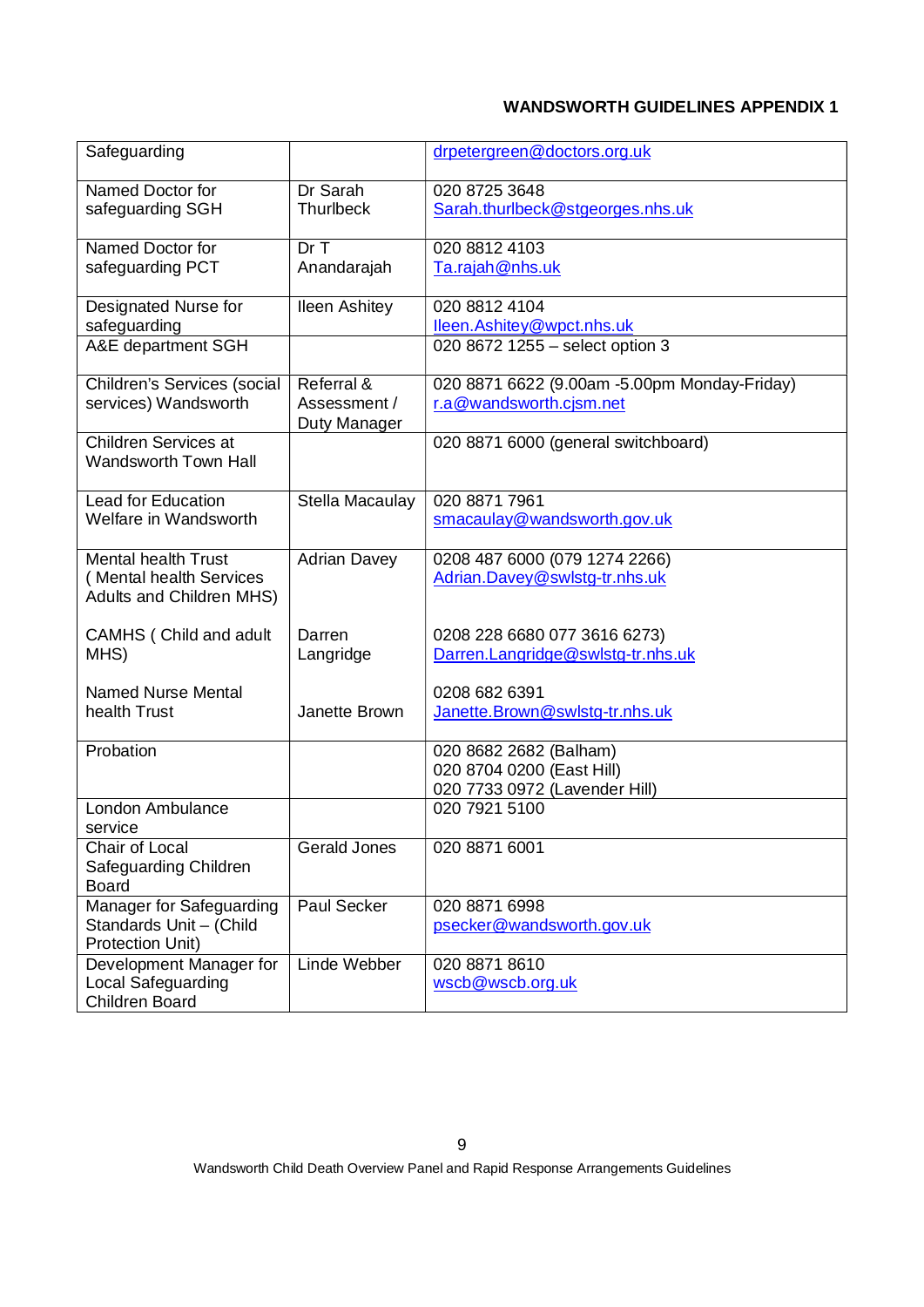**WANDSWORTH GUIDELINES APPENDIX 1**

| | | |
|---|---|---|
| Safeguarding | | drpetergreen@doctors.org.uk |
| Named Doctor for safeguarding SGH | Dr Sarah Thurlbeck | 020 8725 3648<br>Sarah.thurlbeck@stgeorges.nhs.uk |
| Named Doctor for safeguarding PCT | Dr T Anandarajah | 020 8812 4103<br>Ta.rajah@nhs.uk |
| Designated Nurse for safeguarding | Ileen Ashitey | 020 8812 4104<br>Ileen.Ashitey@wpct.nhs.uk |
| A&E department SGH | | 020 8672 1255 – select option 3 |
| Children's Services (social services) Wandsworth | Referral & Assessment / Duty Manager | 020 8871 6622 (9.00am -5.00pm Monday-Friday)<br>r.a@wandsworth.cjsm.net |
| Children Services at Wandsworth Town Hall | | 020 8871 6000 (general switchboard) |
| Lead for Education Welfare in Wandsworth | Stella Macaulay | 020 8871 7961<br>smacaulay@wandsworth.gov.uk |
| Mental health Trust ( Mental health Services Adults and Children MHS)<br><br>CAMHS ( Child and adult MHS)<br><br>Named Nurse Mental health Trust | Adrian Davey<br><br>Darren Langridge<br><br>Janette Brown | 0208 487 6000 (079 1274 2266)<br>Adrian.Davey@swlstg-tr.nhs.uk<br><br>0208 228 6680 077 3616 6273)<br>Darren.Langridge@swlstg-tr.nhs.uk<br><br>0208 682 6391<br>Janette.Brown@swlstg-tr.nhs.uk |
| Probation | | 020 8682 2682 (Balham)<br>020 8704 0200 (East Hill)<br>020 7733 0972 (Lavender Hill) |
| London Ambulance service | | 020 7921 5100 |
| Chair of Local Safeguarding Children Board | Gerald Jones | 020 8871 6001 |
| Manager for Safeguarding Standards Unit – (Child Protection Unit) | Paul Secker | 020 8871 6998<br>psecker@wandsworth.gov.uk |
| Development Manager for Local Safeguarding Children Board | Linde Webber | 020 8871 8610<br>wscb@wscb.org.uk |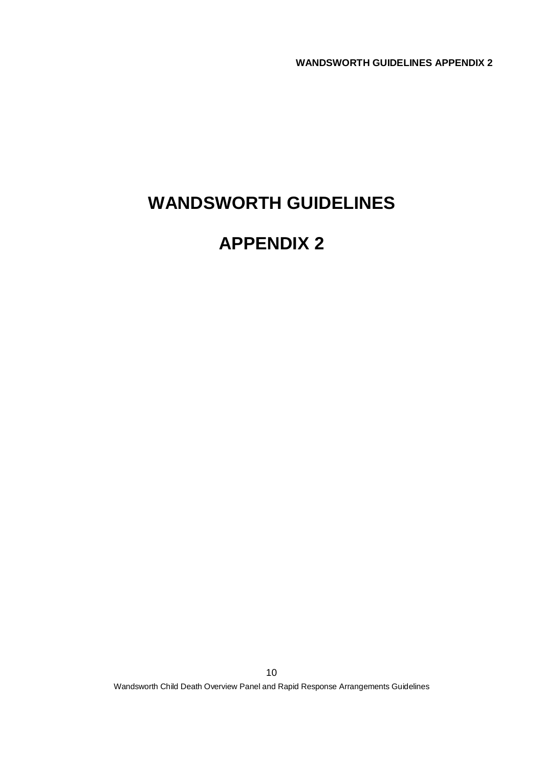# WANDSWORTH GUIDELINES

# APPENDIX 2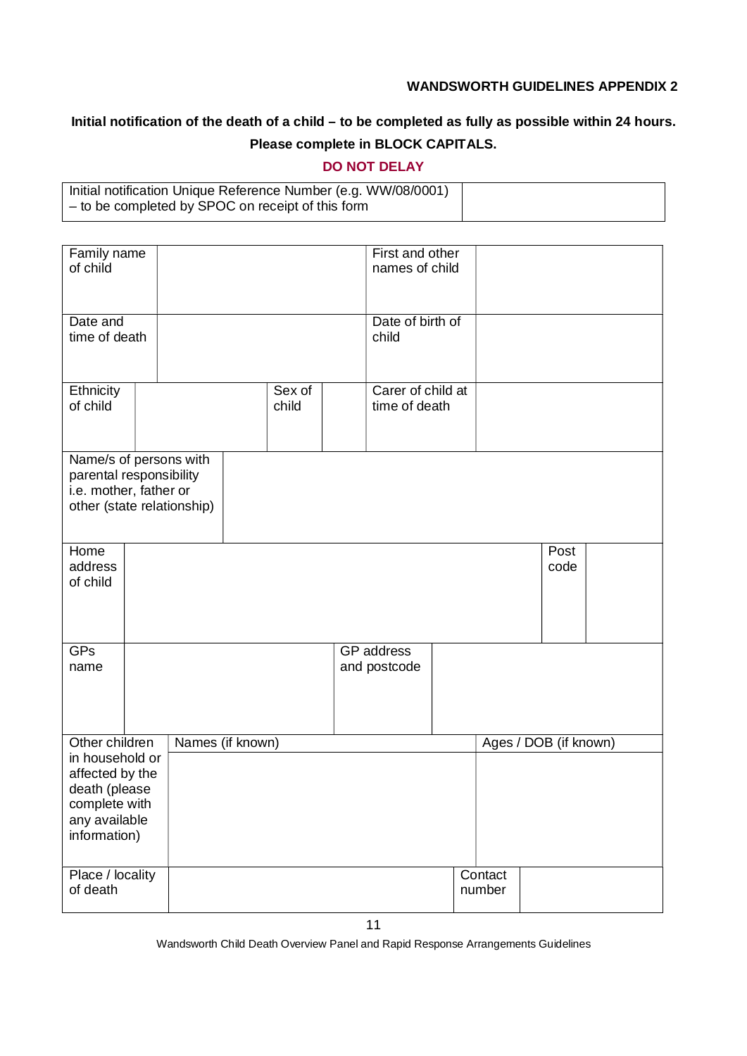**WANDSWORTH GUIDELINES APPENDIX 2**

**Initial notification of the death of a child – to be completed as fully as possible within 24 hours.**

**Please complete in BLOCK CAPITALS.**

**DO NOT DELAY**

| Initial notification Unique Reference Number (e.g. WW/08/0001) – to be completed by SPOC on receipt of this form | |
|---|---|

| Family name of child | | | | First and other names of child | |
|---|---|---|---|---|---|
| Date and time of death | | | | Date of birth of child | |
| Ethnicity of child | | Sex of child | | Carer of child at time of death | |

| Name/s of persons with parental responsibility i.e. mother, father or other (state relationship) | |
|---|---|

| Home address of child | | Post code | |
|---|---|---|---|

| GPs name | | GP address and postcode | |
|---|---|---|---|

| Other children in household or affected by the death (please complete with any available information) | Names (if known) | Ages / DOB (if known) |
|---|---|---|
| | | |

| Place / locality of death | | Contact number | |
|---|---|---|---|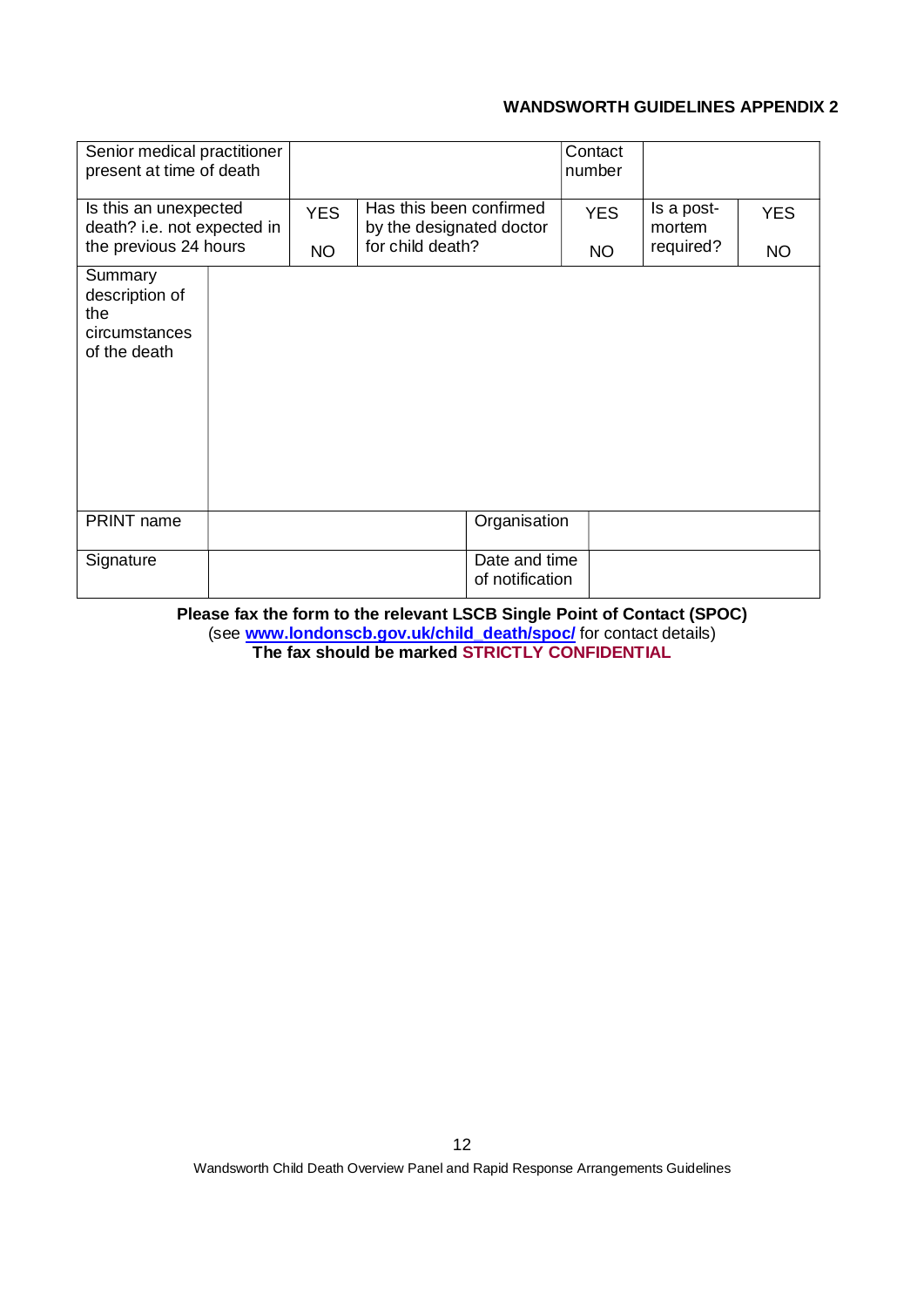**WANDSWORTH GUIDELINES APPENDIX 2**

| Senior medical practitioner present at time of death | | | | Contact number | |
|---|---|---|---|---|---|
| Is this an unexpected death? i.e. not expected in the previous 24 hours | YES / NO | Has this been confirmed by the designated doctor for child death? | YES / NO | Is a post-mortem required? | YES / NO |
| Summary description of the circumstances of the death | | | | | |
| PRINT name | | Organisation | | | |
| Signature | | Date and time of notification | | | |

**Please fax the form to the relevant LSCB Single Point of Contact (SPOC)**
(see **www.londonscb.gov.uk/child_death/spoc/** for contact details)
**The fax should be marked STRICTLY CONFIDENTIAL**

Wandsworth Child Death Overview Panel and Rapid Response Arrangements Guidelines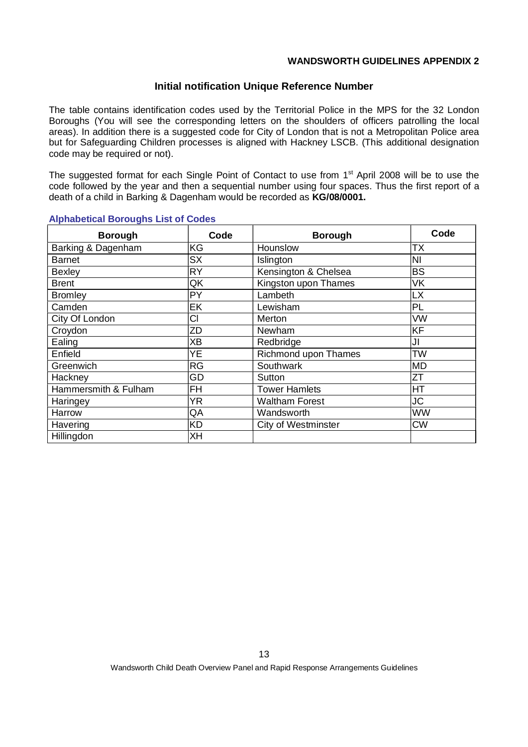**WANDSWORTH GUIDELINES APPENDIX 2**

## Initial notification Unique Reference Number

The table contains identification codes used by the Territorial Police in the MPS for the 32 London Boroughs (You will see the corresponding letters on the shoulders of officers patrolling the local areas). In addition there is a suggested code for City of London that is not a Metropolitan Police area but for Safeguarding Children processes is aligned with Hackney LSCB. (This additional designation code may be required or not).

The suggested format for each Single Point of Contact to use from 1st April 2008 will be to use the code followed by the year and then a sequential number using four spaces. Thus the first report of a death of a child in Barking & Dagenham would be recorded as **KG/08/0001.**

### Alphabetical Boroughs List of Codes

| Borough | Code | Borough | Code |
|---|---|---|---|
| Barking & Dagenham | KG | Hounslow | TX |
| Barnet | SX | Islington | NI |
| Bexley | RY | Kensington & Chelsea | BS |
| Brent | QK | Kingston upon Thames | VK |
| Bromley | PY | Lambeth | LX |
| Camden | EK | Lewisham | PL |
| City Of London | CI | Merton | VW |
| Croydon | ZD | Newham | KF |
| Ealing | XB | Redbridge | JI |
| Enfield | YE | Richmond upon Thames | TW |
| Greenwich | RG | Southwark | MD |
| Hackney | GD | Sutton | ZT |
| Hammersmith & Fulham | FH | Tower Hamlets | HT |
| Haringey | YR | Waltham Forest | JC |
| Harrow | QA | Wandsworth | WW |
| Havering | KD | City of Westminster | CW |
| Hillingdon | XH | | |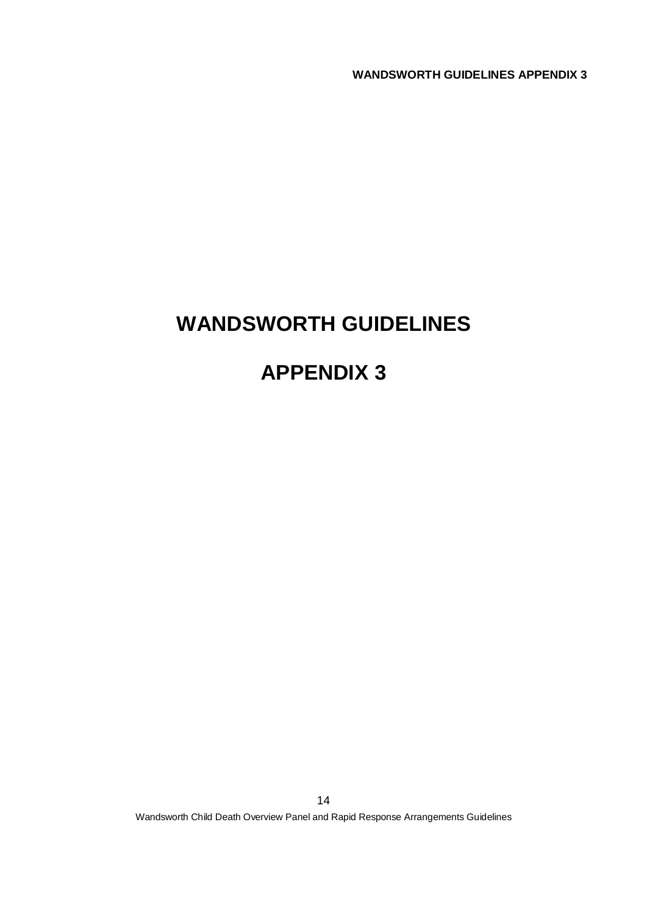# WANDSWORTH GUIDELINES

# APPENDIX 3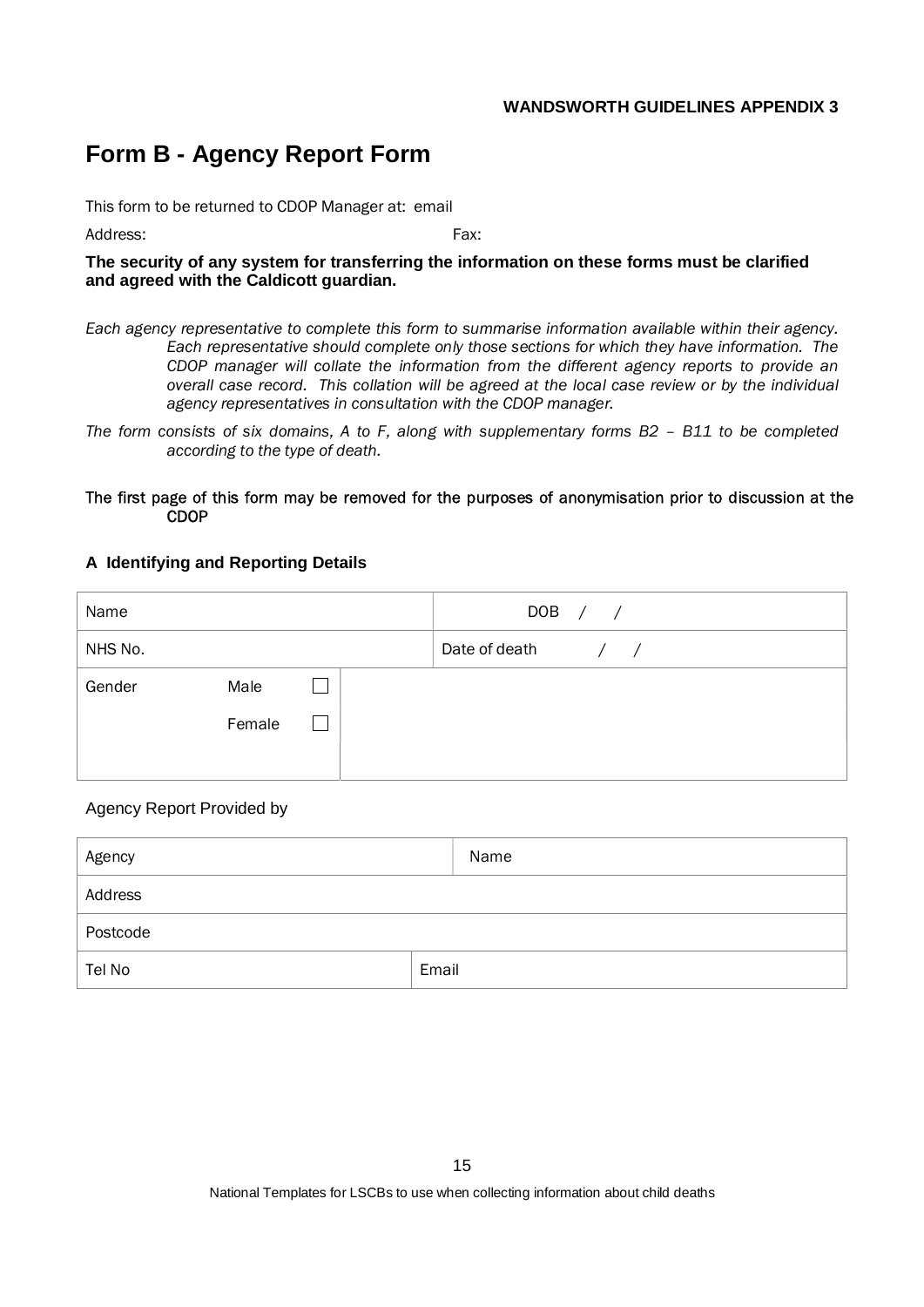**WANDSWORTH GUIDELINES APPENDIX 3**

# Form B - Agency Report Form

This form to be returned to CDOP Manager at: email

Address: Fax:

**The security of any system for transferring the information on these forms must be clarified and agreed with the Caldicott guardian.**

*Each agency representative to complete this form to summarise information available within their agency. Each representative should complete only those sections for which they have information. The CDOP manager will collate the information from the different agency reports to provide an overall case record. This collation will be agreed at the local case review or by the individual agency representatives in consultation with the CDOP manager.*

*The form consists of six domains, A to F, along with supplementary forms B2 – B11 to be completed according to the type of death.*

The first page of this form may be removed for the purposes of anonymisation prior to discussion at the CDOP

### A Identifying and Reporting Details

| Name | | | DOB / / |
|---|---|---|---|
| NHS No. | | | Date of death / / |
| Gender | Male ☐ | | |
| | Female ☐ | | |

Agency Report Provided by

| Agency | Name |
|---|---|
| Address | |
| Postcode | |
| Tel No | Email |

National Templates for LSCBs to use when collecting information about child deaths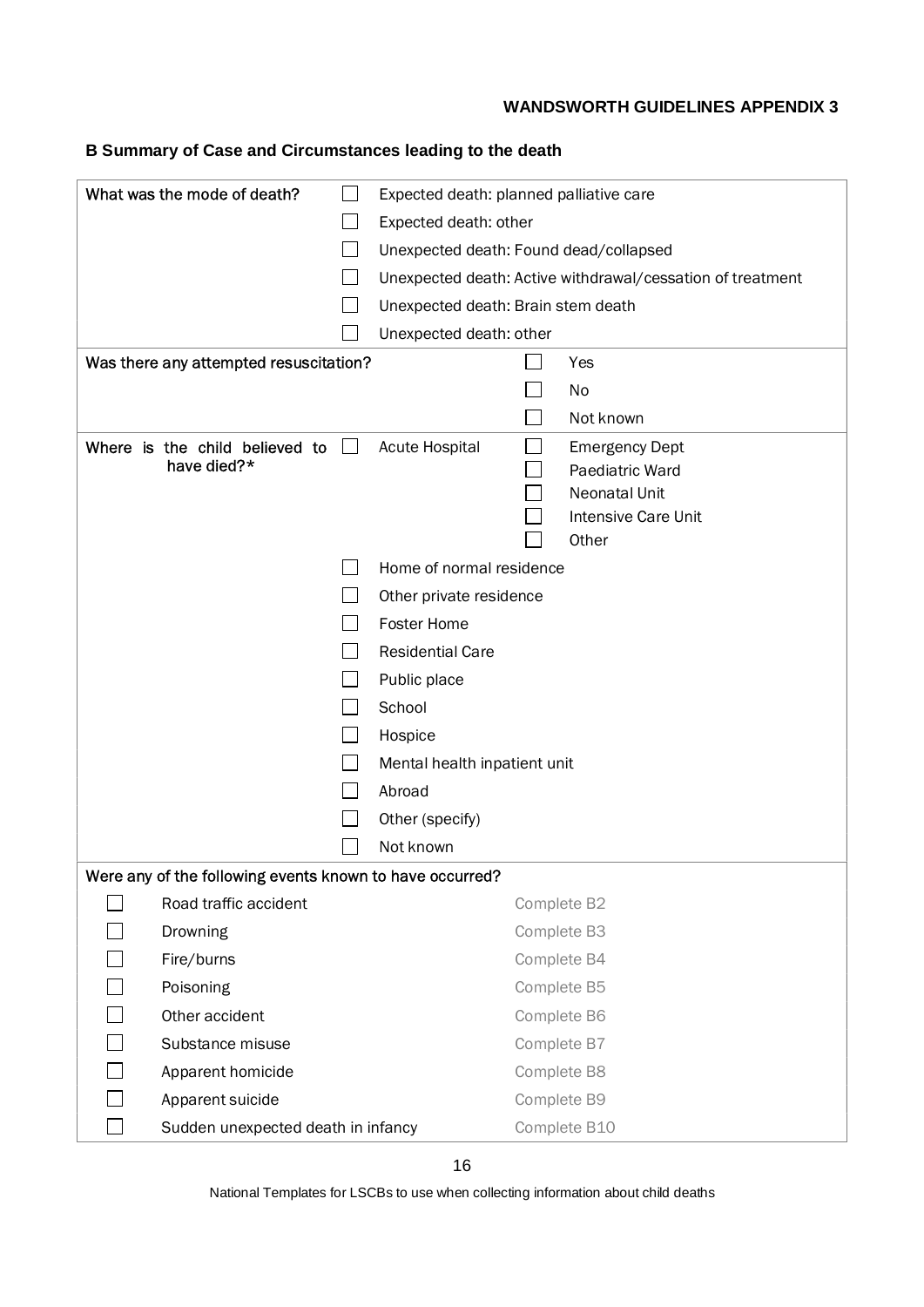**WANDSWORTH GUIDELINES APPENDIX 3**

**B Summary of Case and Circumstances leading to the death**

| | | | | |
|---|---|---|---|---|
| What was the mode of death? | ☐ | Expected death: planned palliative care | | |
| | ☐ | Expected death: other | | |
| | ☐ | Unexpected death: Found dead/collapsed | | |
| | ☐ | Unexpected death: Active withdrawal/cessation of treatment | | |
| | ☐ | Unexpected death: Brain stem death | | |
| | ☐ | Unexpected death: other | | |
| Was there any attempted resuscitation? | | | ☐ | Yes |
| | | | ☐ | No |
| | | | ☐ | Not known |
| Where is the child believed to have died?* | ☐ | Acute Hospital | ☐ | Emergency Dept |
| | | | ☐ | Paediatric Ward |
| | | | ☐ | Neonatal Unit |
| | | | ☐ | Intensive Care Unit |
| | | | ☐ | Other |
| | ☐ | Home of normal residence | | |
| | ☐ | Other private residence | | |
| | ☐ | Foster Home | | |
| | ☐ | Residential Care | | |
| | ☐ | Public place | | |
| | ☐ | School | | |
| | ☐ | Hospice | | |
| | ☐ | Mental health inpatient unit | | |
| | ☐ | Abroad | | |
| | ☐ | Other (specify) | | |
| | ☐ | Not known | | |

Were any of the following events known to have occurred?

| | | |
|---|---|---|
| ☐ | Road traffic accident | Complete B2 |
| ☐ | Drowning | Complete B3 |
| ☐ | Fire/burns | Complete B4 |
| ☐ | Poisoning | Complete B5 |
| ☐ | Other accident | Complete B6 |
| ☐ | Substance misuse | Complete B7 |
| ☐ | Apparent homicide | Complete B8 |
| ☐ | Apparent suicide | Complete B9 |
| ☐ | Sudden unexpected death in infancy | Complete B10 |

National Templates for LSCBs to use when collecting information about child deaths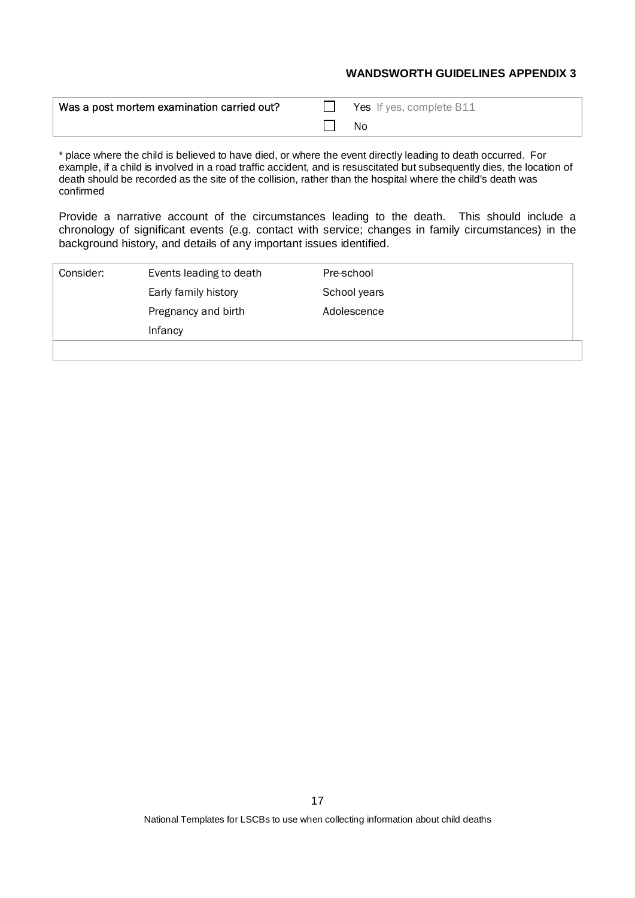| Was a post mortem examination carried out? | ☐ Yes If yes, complete B11 |
| --- | --- |
| | ☐ No |

* place where the child is believed to have died, or where the event directly leading to death occurred. For example, if a child is involved in a road traffic accident, and is resuscitated but subsequently dies, the location of death should be recorded as the site of the collision, rather than the hospital where the child's death was confirmed

Provide a narrative account of the circumstances leading to the death. This should include a chronology of significant events (e.g. contact with service; changes in family circumstances) in the background history, and details of any important issues identified.

| Consider: | Events leading to death | Pre-school |
| --- | --- | --- |
| | Early family history | School years |
| | Pregnancy and birth | Adolescence |
| | Infancy | |
| | | |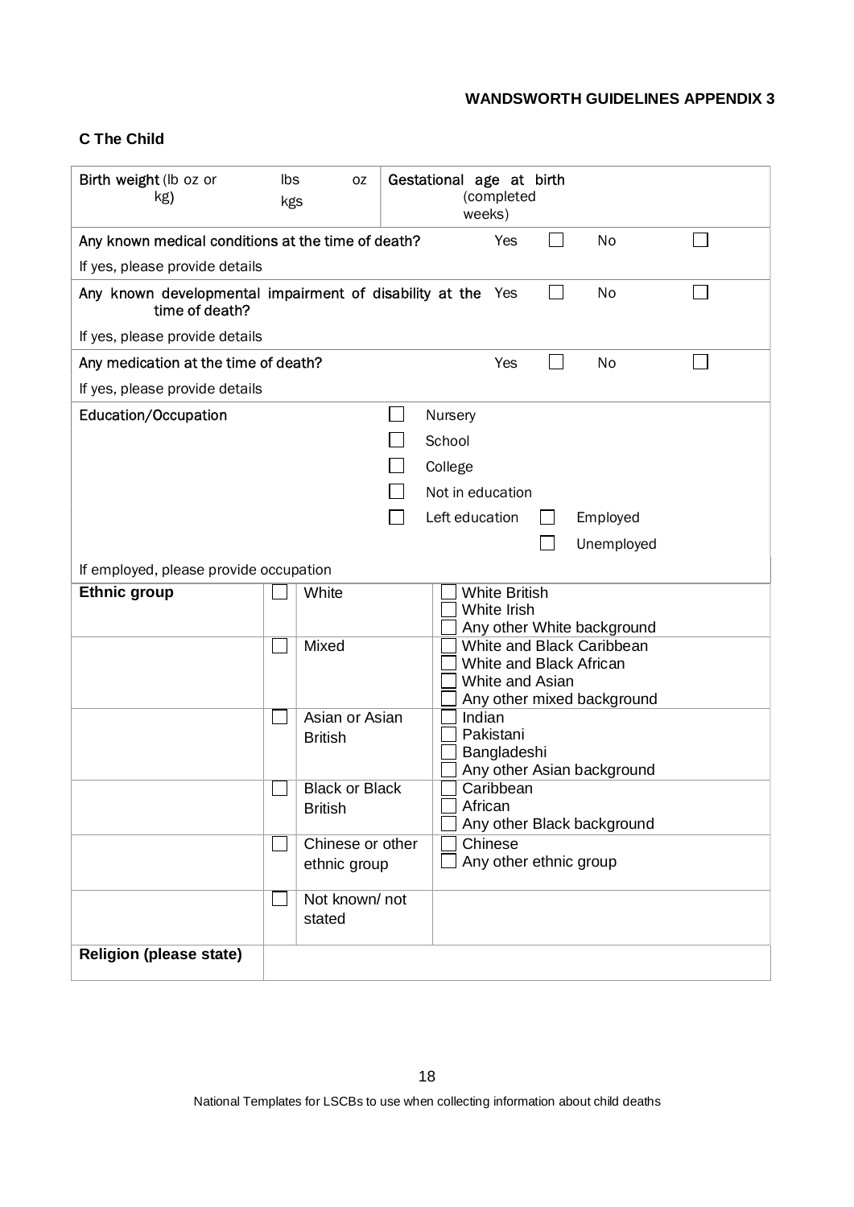**WANDSWORTH GUIDELINES APPENDIX 3**

**C The Child**

| Birth weight (lb oz or kg) | lbs oz kgs | Gestational age at birth (completed weeks) | |
|---|---|---|---|
| Any known medical conditions at the time of death? | | Yes ☐ | No ☐ |
| If yes, please provide details | | | |
| Any known developmental impairment of disability at the time of death? | | Yes ☐ | No ☐ |
| If yes, please provide details | | | |
| Any medication at the time of death? | | Yes ☐ | No ☐ |
| If yes, please provide details | | | |
| Education/Occupation | ☐ Nursery<br>☐ School<br>☐ College<br>☐ Not in education<br>☐ Left education | ☐ Employed<br>☐ Unemployed | |
| If employed, please provide occupation | | | |

| **Ethnic group** | | | |
|---|---|---|---|
| | ☐ | White | ☐ White British<br>☐ White Irish<br>☐ Any other White background |
| | ☐ | Mixed | ☐ White and Black Caribbean<br>☐ White and Black African<br>☐ White and Asian<br>☐ Any other mixed background |
| | ☐ | Asian or Asian British | ☐ Indian<br>☐ Pakistani<br>☐ Bangladeshi<br>☐ Any other Asian background |
| | ☐ | Black or Black British | ☐ Caribbean<br>☐ African<br>☐ Any other Black background |
| | ☐ | Chinese or other ethnic group | ☐ Chinese<br>☐ Any other ethnic group |
| | ☐ | Not known/ not stated | |
| **Religion (please state)** | | | |

National Templates for LSCBs to use when collecting information about child deaths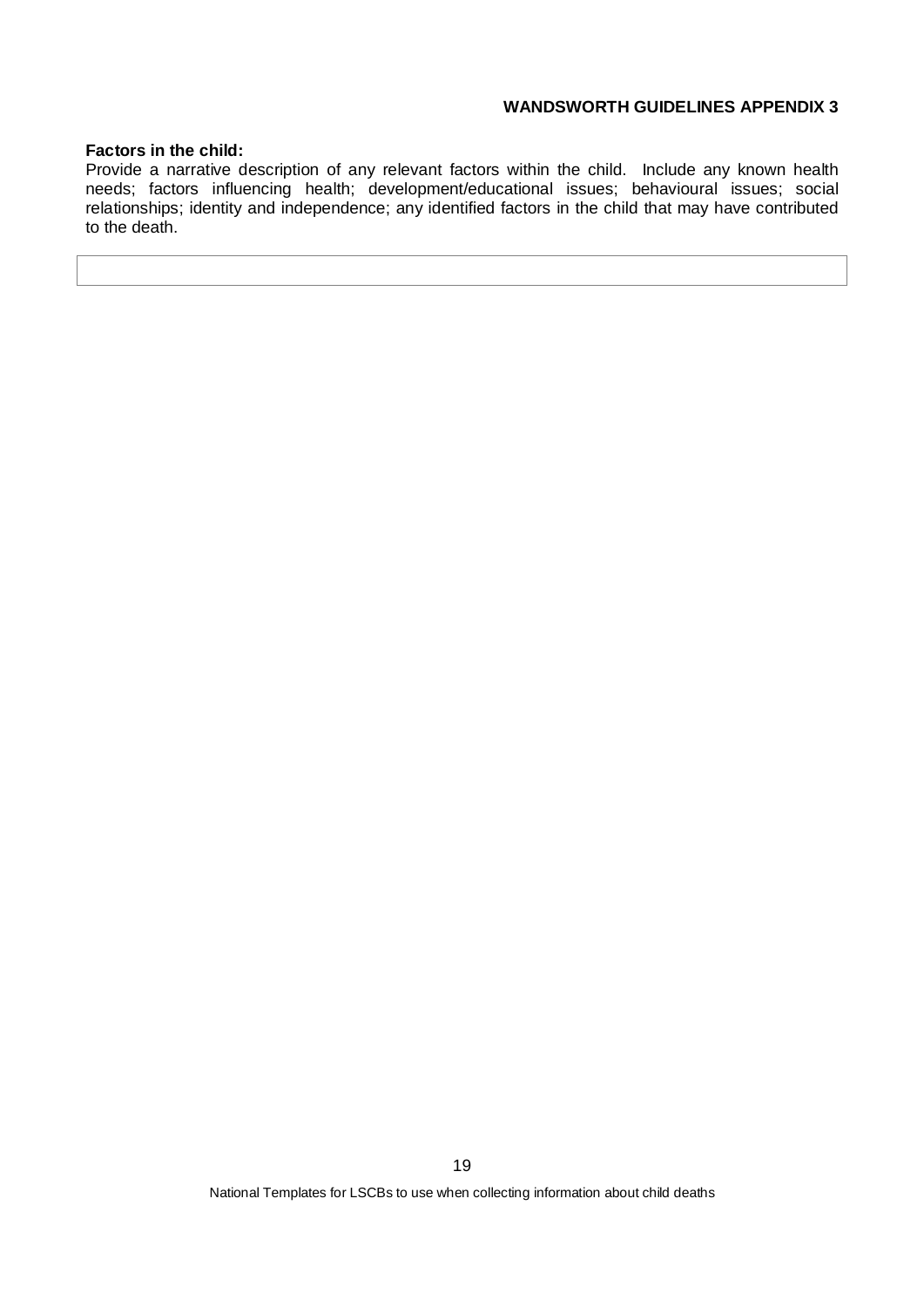**Factors in the child:**

Provide a narrative description of any relevant factors within the child. Include any known health needs; factors influencing health; development/educational issues; behavioural issues; social relationships; identity and independence; any identified factors in the child that may have contributed to the death.

| |
|---|
| |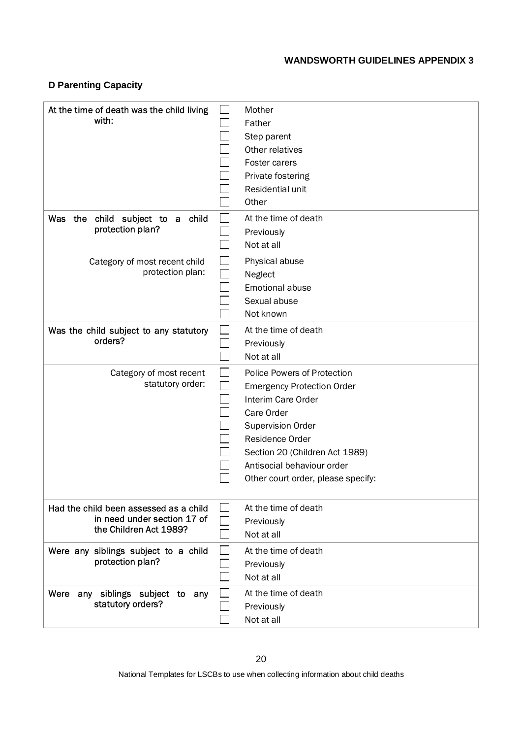## D Parenting Capacity

| Question | | Options |
|---|---|---|
| At the time of death was the child living with: | ☐ | Mother |
| | ☐ | Father |
| | ☐ | Step parent |
| | ☐ | Other relatives |
| | ☐ | Foster carers |
| | ☐ | Private fostering |
| | ☐ | Residential unit |
| | ☐ | Other |
| Was the child subject to a child protection plan? | ☐ | At the time of death |
| | ☐ | Previously |
| | ☐ | Not at all |
| Category of most recent child protection plan: | ☐ | Physical abuse |
| | ☐ | Neglect |
| | ☐ | Emotional abuse |
| | ☐ | Sexual abuse |
| | ☐ | Not known |
| Was the child subject to any statutory orders? | ☐ | At the time of death |
| | ☐ | Previously |
| | ☐ | Not at all |
| Category of most recent statutory order: | ☐ | Police Powers of Protection |
| | ☐ | Emergency Protection Order |
| | ☐ | Interim Care Order |
| | ☐ | Care Order |
| | ☐ | Supervision Order |
| | ☐ | Residence Order |
| | ☐ | Section 20 (Children Act 1989) |
| | ☐ | Antisocial behaviour order |
| | ☐ | Other court order, please specify: |
| Had the child been assessed as a child in need under section 17 of the Children Act 1989? | ☐ | At the time of death |
| | ☐ | Previously |
| | ☐ | Not at all |
| Were any siblings subject to a child protection plan? | ☐ | At the time of death |
| | ☐ | Previously |
| | ☐ | Not at all |
| Were any siblings subject to any statutory orders? | ☐ | At the time of death |
| | ☐ | Previously |
| | ☐ | Not at all |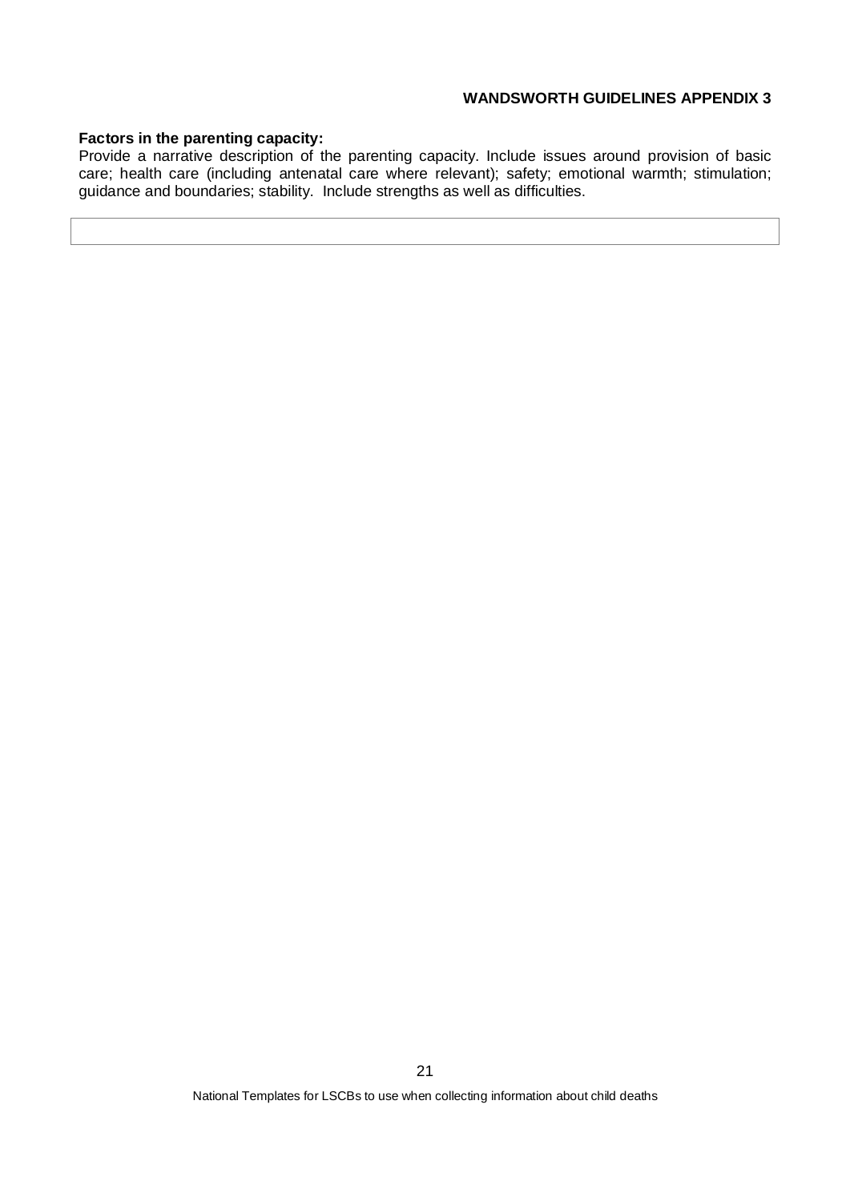**Factors in the parenting capacity:**

Provide a narrative description of the parenting capacity. Include issues around provision of basic care; health care (including antenatal care where relevant); safety; emotional warmth; stimulation; guidance and boundaries; stability. Include strengths as well as difficulties.

| |
|---|
| |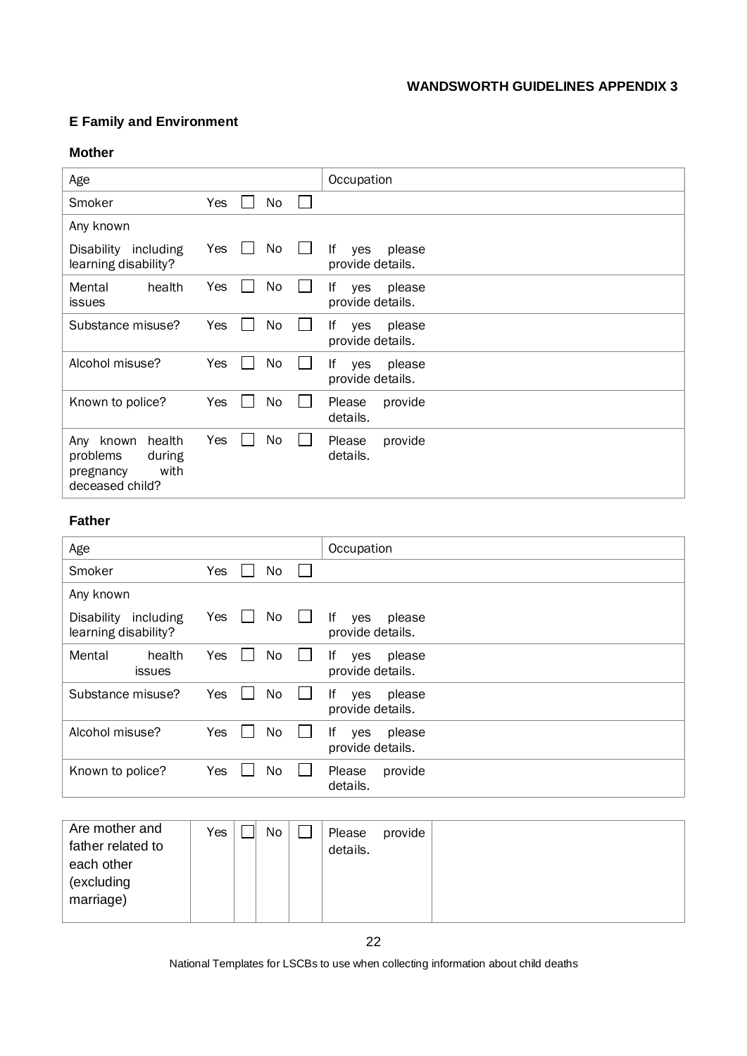**WANDSWORTH GUIDELINES APPENDIX 3**

## E Family and Environment

### Mother

| Age | | | | | Occupation |
|---|---|---|---|---|---|
| Smoker | Yes | ☐ | No | ☐ | |
| Any known | | | | | |
| Disability including learning disability? | Yes | ☐ | No | ☐ | If yes please provide details. |
| Mental health issues | Yes | ☐ | No | ☐ | If yes please provide details. |
| Substance misuse? | Yes | ☐ | No | ☐ | If yes please provide details. |
| Alcohol misuse? | Yes | ☐ | No | ☐ | If yes please provide details. |
| Known to police? | Yes | ☐ | No | ☐ | Please provide details. |
| Any known health problems during pregnancy with deceased child? | Yes | ☐ | No | ☐ | Please provide details. |

### Father

| Age | | | | | Occupation |
|---|---|---|---|---|---|
| Smoker | Yes | ☐ | No | ☐ | |
| Any known | | | | | |
| Disability including learning disability? | Yes | ☐ | No | ☐ | If yes please provide details. |
| Mental health issues | Yes | ☐ | No | ☐ | If yes please provide details. |
| Substance misuse? | Yes | ☐ | No | ☐ | If yes please provide details. |
| Alcohol misuse? | Yes | ☐ | No | ☐ | If yes please provide details. |
| Known to police? | Yes | ☐ | No | ☐ | Please provide details. |

| Are mother and father related to each other (excluding marriage) | Yes | ☐ | No | ☐ | Please provide details. | |
|---|---|---|---|---|---|---|

National Templates for LSCBs to use when collecting information about child deaths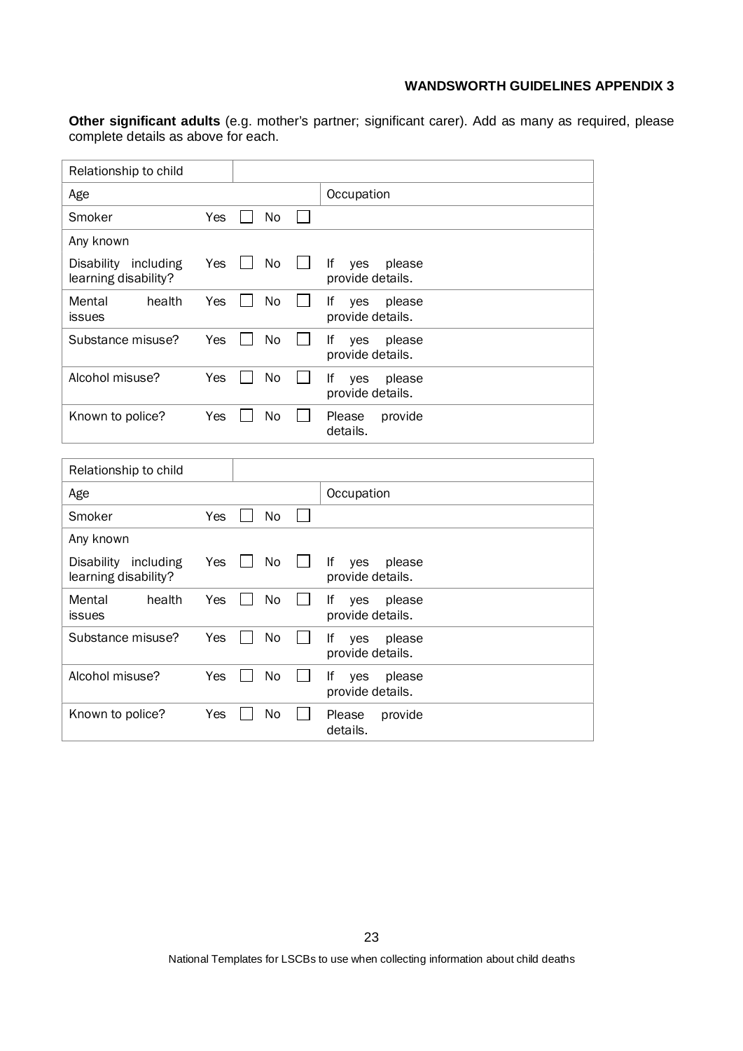**Other significant adults** (e.g. mother's partner; significant carer). Add as many as required, please complete details as above for each.

| Relationship to child | | | | | |
|---|---|---|---|---|---|
| Age | | | | | Occupation |
| Smoker | Yes | ☐ | No | ☐ | |
| Any known | | | | | |
| Disability including learning disability? | Yes | ☐ | No | ☐ | If yes please provide details. |
| Mental health issues | Yes | ☐ | No | ☐ | If yes please provide details. |
| Substance misuse? | Yes | ☐ | No | ☐ | If yes please provide details. |
| Alcohol misuse? | Yes | ☐ | No | ☐ | If yes please provide details. |
| Known to police? | Yes | ☐ | No | ☐ | Please provide details. |

| Relationship to child | | | | | |
|---|---|---|---|---|---|
| Age | | | | | Occupation |
| Smoker | Yes | ☐ | No | ☐ | |
| Any known | | | | | |
| Disability including learning disability? | Yes | ☐ | No | ☐ | If yes please provide details. |
| Mental health issues | Yes | ☐ | No | ☐ | If yes please provide details. |
| Substance misuse? | Yes | ☐ | No | ☐ | If yes please provide details. |
| Alcohol misuse? | Yes | ☐ | No | ☐ | If yes please provide details. |
| Known to police? | Yes | ☐ | No | ☐ | Please provide details. |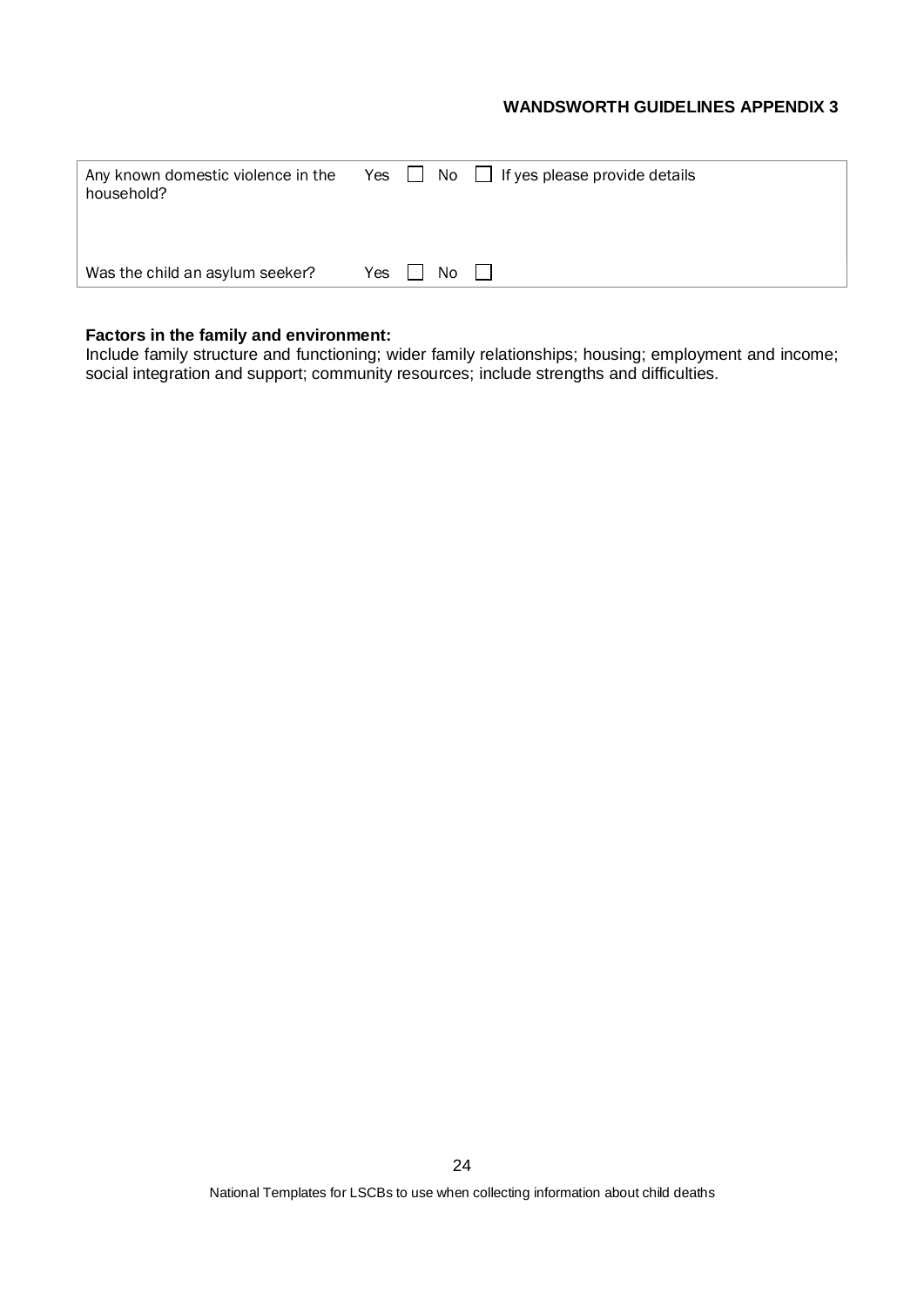| Any known domestic violence in the household? | Yes ☐ No ☐ If yes please provide details |
|---|---|
| Was the child an asylum seeker? | Yes ☐ No ☐ |

**Factors in the family and environment:**
Include family structure and functioning; wider family relationships; housing; employment and income; social integration and support; community resources; include strengths and difficulties.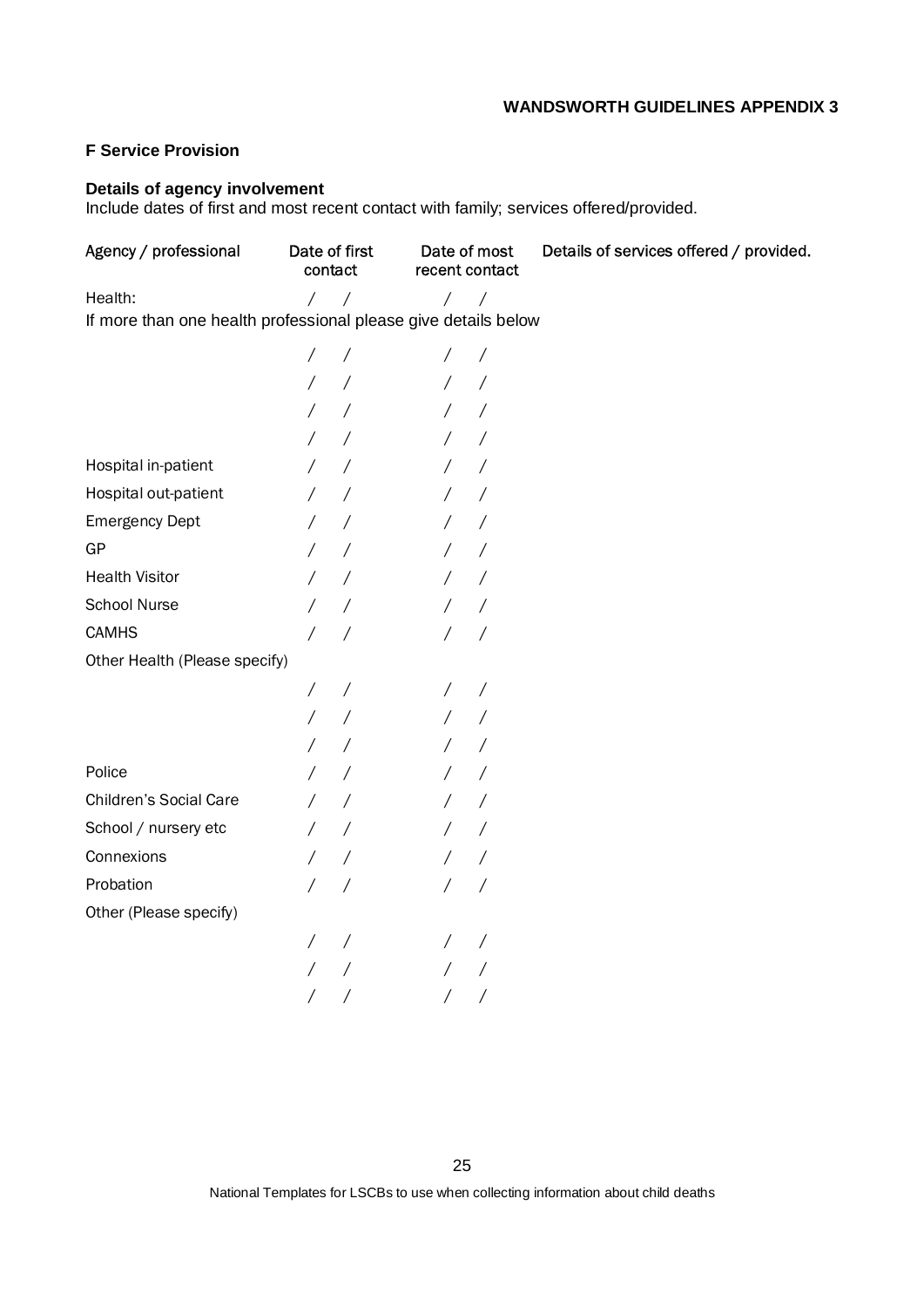**WANDSWORTH GUIDELINES APPENDIX 3**

**F Service Provision**

**Details of agency involvement**
Include dates of first and most recent contact with family; services offered/provided.

| Agency / professional | Date of first contact | Date of most recent contact | Details of services offered / provided. |
|---|---|---|---|
| Health: | / / | / / | |
| If more than one health professional please give details below | | | |
| | / / | / / | |
| | / / | / / | |
| | / / | / / | |
| | / / | / / | |
| Hospital in-patient | / / | / / | |
| Hospital out-patient | / / | / / | |
| Emergency Dept | / / | / / | |
| GP | / / | / / | |
| Health Visitor | / / | / / | |
| School Nurse | / / | / / | |
| CAMHS | / / | / / | |
| Other Health (Please specify) | | | |
| | / / | / / | |
| | / / | / / | |
| | / / | / / | |
| Police | / / | / / | |
| Children's Social Care | / / | / / | |
| School / nursery etc | / / | / / | |
| Connexions | / / | / / | |
| Probation | / / | / / | |
| Other (Please specify) | | | |
| | / / | / / | |
| | / / | / / | |
| | / / | / / | |

National Templates for LSCBs to use when collecting information about child deaths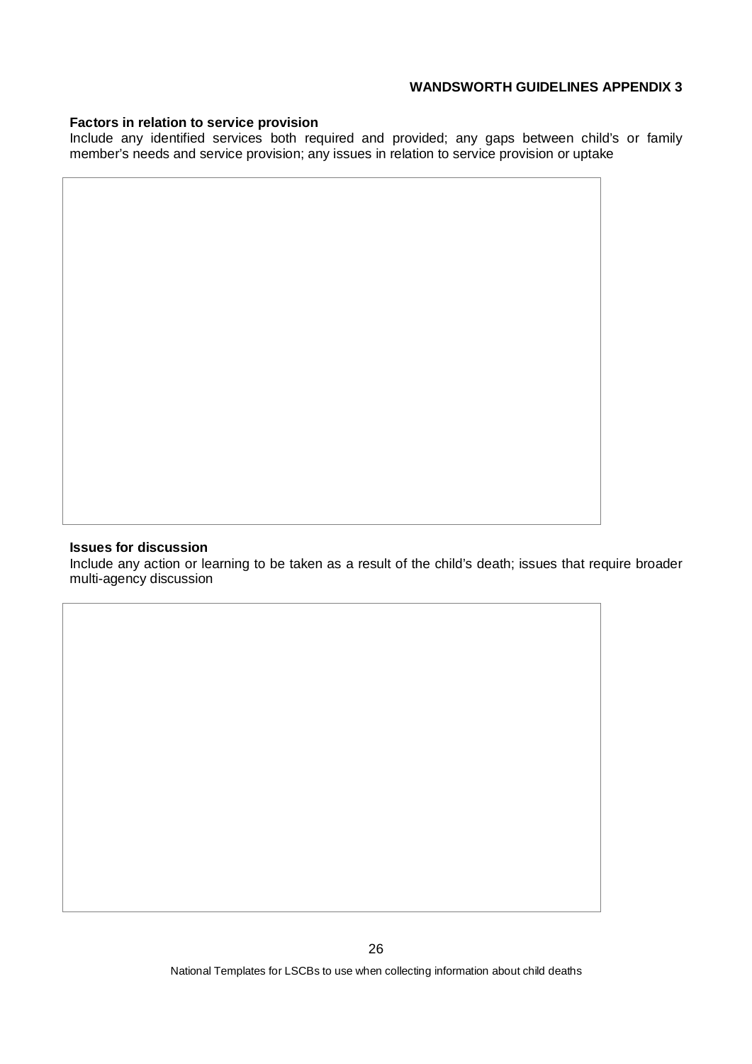**Factors in relation to service provision**

Include any identified services both required and provided; any gaps between child's or family member's needs and service provision; any issues in relation to service provision or uptake

| |
|---|
| |

**Issues for discussion**

Include any action or learning to be taken as a result of the child's death; issues that require broader multi-agency discussion

| |
|---|
| |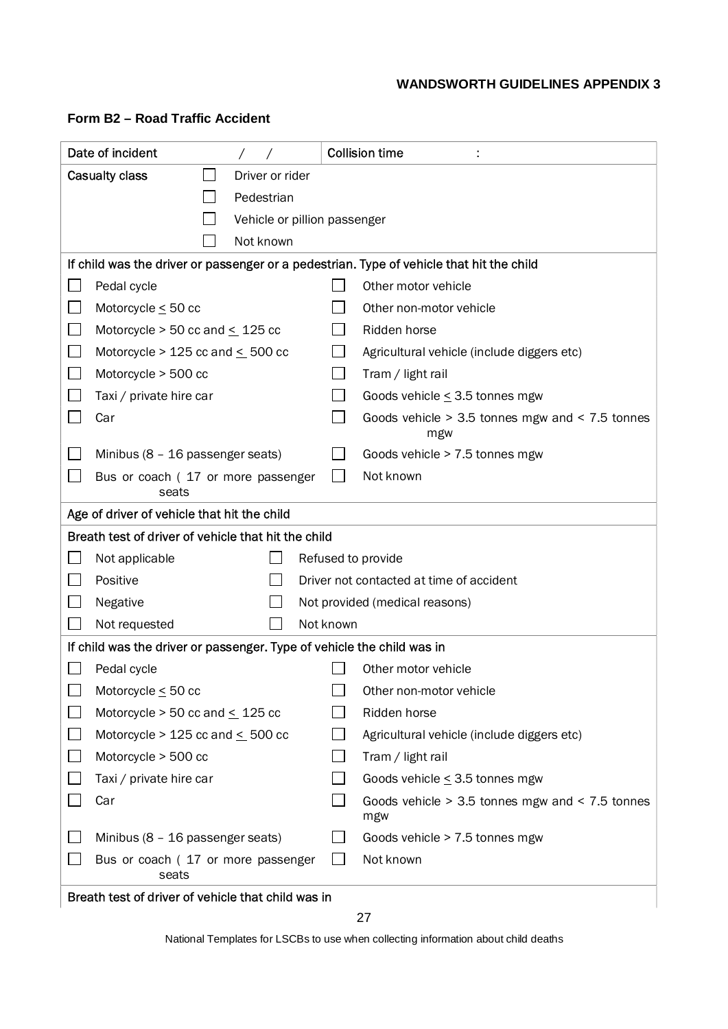**WANDSWORTH GUIDELINES APPENDIX 3**

**Form B2 – Road Traffic Accident**

| Date of incident | / / | Collision time | : |
|---|---|---|---|
| Casualty class | ☐ Driver or rider | | |
| | ☐ Pedestrian | | |
| | ☐ Vehicle or pillion passenger | | |
| | ☐ Not known | | |

**If child was the driver or passenger or a pedestrian. Type of vehicle that hit the child**

| | |
|---|---|
| ☐ Pedal cycle | ☐ Other motor vehicle |
| ☐ Motorcycle ≤ 50 cc | ☐ Other non-motor vehicle |
| ☐ Motorcycle > 50 cc and ≤ 125 cc | ☐ Ridden horse |
| ☐ Motorcycle > 125 cc and ≤ 500 cc | ☐ Agricultural vehicle (include diggers etc) |
| ☐ Motorcycle > 500 cc | ☐ Tram / light rail |
| ☐ Taxi / private hire car | ☐ Goods vehicle ≤ 3.5 tonnes mgw |
| ☐ Car | ☐ Goods vehicle > 3.5 tonnes mgw and < 7.5 tonnes mgw |
| ☐ Minibus (8 – 16 passenger seats) | ☐ Goods vehicle > 7.5 tonnes mgw |
| ☐ Bus or coach ( 17 or more passenger seats | ☐ Not known |

**Age of driver of vehicle that hit the child**

**Breath test of driver of vehicle that hit the child**

| | |
|---|---|
| ☐ Not applicable | ☐ Refused to provide |
| ☐ Positive | ☐ Driver not contacted at time of accident |
| ☐ Negative | ☐ Not provided (medical reasons) |
| ☐ Not requested | ☐ Not known |

**If child was the driver or passenger. Type of vehicle the child was in**

| | |
|---|---|
| ☐ Pedal cycle | ☐ Other motor vehicle |
| ☐ Motorcycle ≤ 50 cc | ☐ Other non-motor vehicle |
| ☐ Motorcycle > 50 cc and ≤ 125 cc | ☐ Ridden horse |
| ☐ Motorcycle > 125 cc and ≤ 500 cc | ☐ Agricultural vehicle (include diggers etc) |
| ☐ Motorcycle > 500 cc | ☐ Tram / light rail |
| ☐ Taxi / private hire car | ☐ Goods vehicle ≤ 3.5 tonnes mgw |
| ☐ Car | ☐ Goods vehicle > 3.5 tonnes mgw and < 7.5 tonnes mgw |
| ☐ Minibus (8 – 16 passenger seats) | ☐ Goods vehicle > 7.5 tonnes mgw |
| ☐ Bus or coach ( 17 or more passenger seats | ☐ Not known |

**Breath test of driver of vehicle that child was in**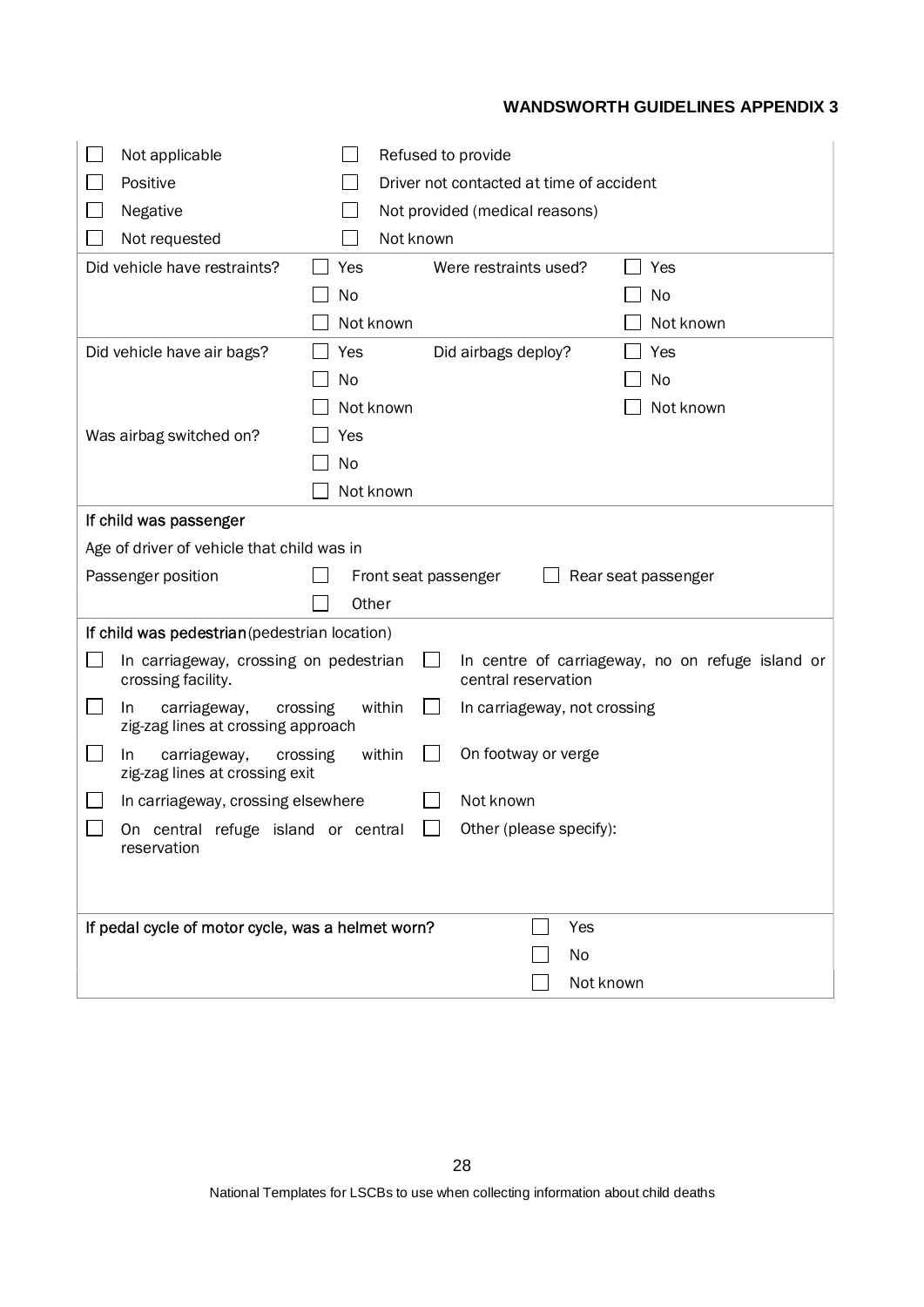- [ ] Not applicable
- [ ] Positive
- [ ] Negative
- [ ] Not requested
- [ ] Refused to provide
- [ ] Driver not contacted at time of accident
- [ ] Not provided (medical reasons)
- [ ] Not known

| | | | |
|---|---|---|---|
| Did vehicle have restraints? | ☐ Yes<br>☐ No<br>☐ Not known | Were restraints used? | ☐ Yes<br>☐ No<br>☐ Not known |
| Did vehicle have air bags? | ☐ Yes<br>☐ No<br>☐ Not known | Did airbags deploy? | ☐ Yes<br>☐ No<br>☐ Not known |
| Was airbag switched on? | ☐ Yes<br>☐ No<br>☐ Not known | | |

**If child was passenger**

Age of driver of vehicle that child was in

Passenger position
- [ ] Front seat passenger
- [ ] Rear seat passenger
- [ ] Other

**If child was pedestrian** (pedestrian location)

- [ ] In carriageway, crossing on pedestrian crossing facility.
- [ ] In carriageway, crossing within zig-zag lines at crossing approach
- [ ] In carriageway, crossing within zig-zag lines at crossing exit
- [ ] In carriageway, crossing elsewhere
- [ ] On central refuge island or central reservation
- [ ] In centre of carriageway, no on refuge island or central reservation
- [ ] In carriageway, not crossing
- [ ] On footway or verge
- [ ] Not known
- [ ] Other (please specify):

**If pedal cycle of motor cycle, was a helmet worn?**
- [ ] Yes
- [ ] No
- [ ] Not known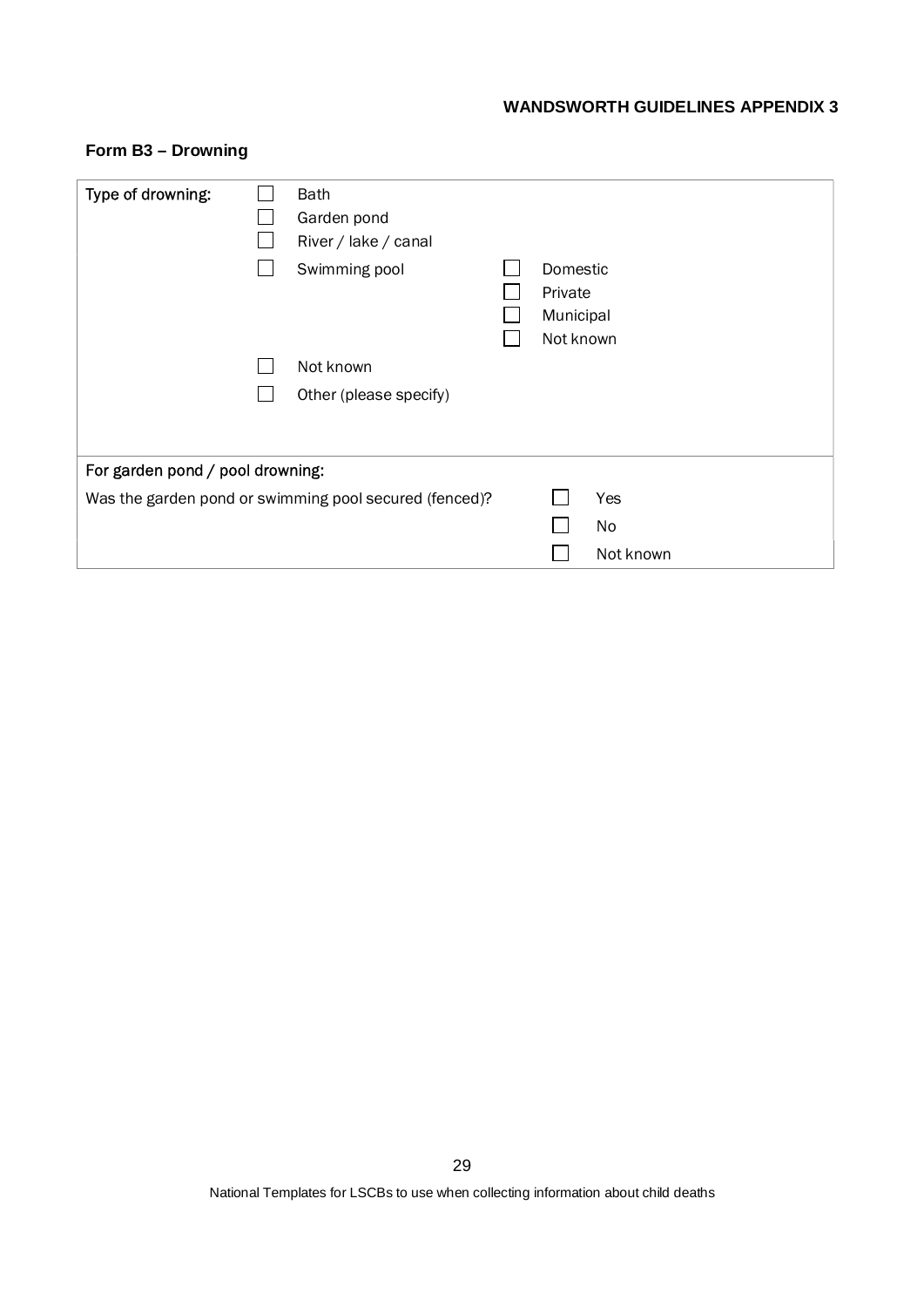**Form B3 – Drowning**

| | | |
|---|---|---|
| Type of drowning: | ☐ Bath<br>☐ Garden pond<br>☐ River / lake / canal<br>☐ Swimming pool | <br><br><br>☐ Domestic<br>☐ Private<br>☐ Municipal<br>☐ Not known |
| | ☐ Not known<br>☐ Other (please specify) | |
| For garden pond / pool drowning:<br>Was the garden pond or swimming pool secured (fenced)? | | ☐ Yes<br>☐ No<br>☐ Not known |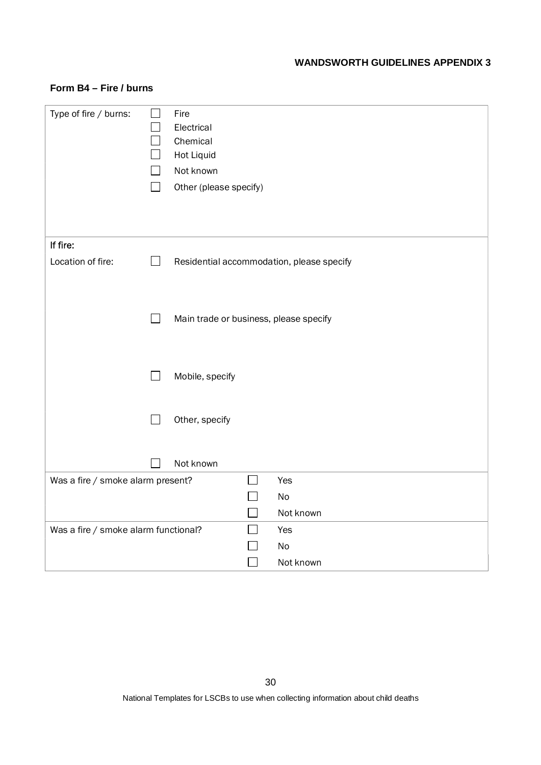**Form B4 – Fire / burns**

| | | |
|---|---|---|
| Type of fire / burns: | ☐ Fire<br>☐ Electrical<br>☐ Chemical<br>☐ Hot Liquid<br>☐ Not known<br>☐ Other (please specify) | |
| If fire:<br>Location of fire: | ☐ Residential accommodation, please specify<br><br>☐ Main trade or business, please specify<br><br>☐ Mobile, specify<br><br>☐ Other, specify<br><br>☐ Not known | |
| Was a fire / smoke alarm present? | | ☐ Yes<br>☐ No<br>☐ Not known |
| Was a fire / smoke alarm functional? | | ☐ Yes<br>☐ No<br>☐ Not known |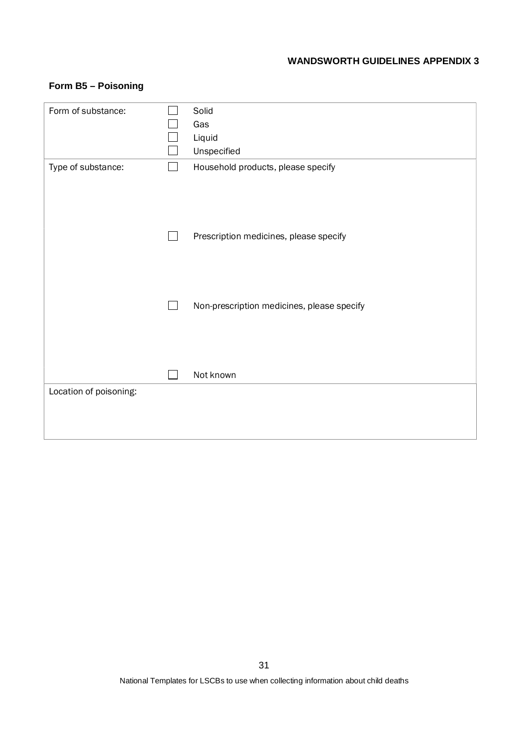## Form B5 – Poisoning

| | | |
|---|---|---|
| Form of substance: | ☐ | Solid |
| | ☐ | Gas |
| | ☐ | Liquid |
| | ☐ | Unspecified |
| Type of substance: | ☐ | Household products, please specify |
| | ☐ | Prescription medicines, please specify |
| | ☐ | Non-prescription medicines, please specify |
| | ☐ | Not known |
| Location of poisoning: | | |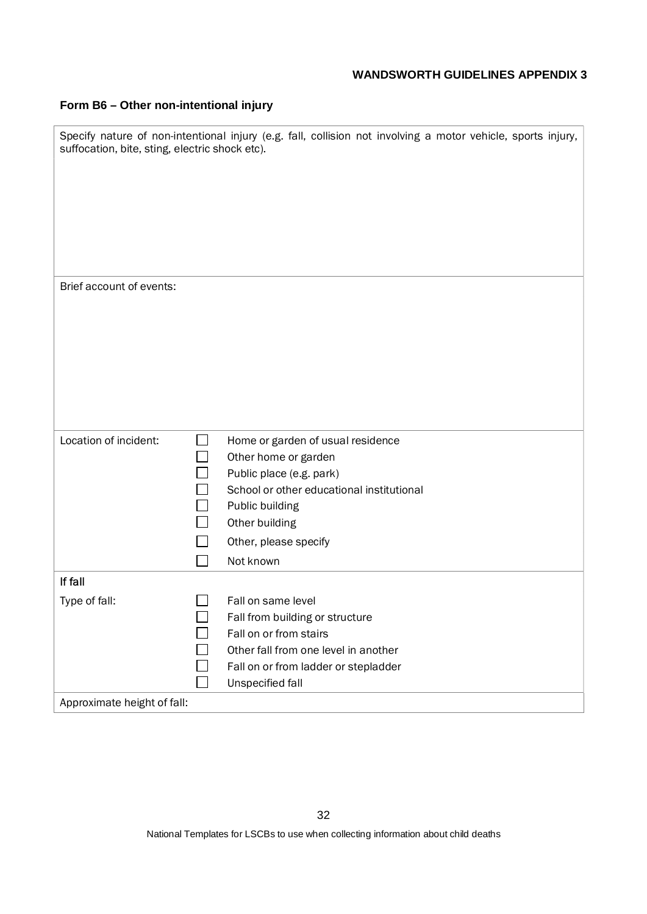**WANDSWORTH GUIDELINES APPENDIX 3**

### Form B6 – Other non-intentional injury

Specify nature of non-intentional injury (e.g. fall, collision not involving a motor vehicle, sports injury, suffocation, bite, sting, electric shock etc).

Brief account of events:

| Location of incident: | | |
|---|---|---|
| | ☐ | Home or garden of usual residence |
| | ☐ | Other home or garden |
| | ☐ | Public place (e.g. park) |
| | ☐ | School or other educational institutional |
| | ☐ | Public building |
| | ☐ | Other building |
| | ☐ | Other, please specify |
| | ☐ | Not known |

**If fall**

| Type of fall: | | |
|---|---|---|
| | ☐ | Fall on same level |
| | ☐ | Fall from building or structure |
| | ☐ | Fall on or from stairs |
| | ☐ | Other fall from one level in another |
| | ☐ | Fall on or from ladder or stepladder |
| | ☐ | Unspecified fall |

Approximate height of fall:

National Templates for LSCBs to use when collecting information about child deaths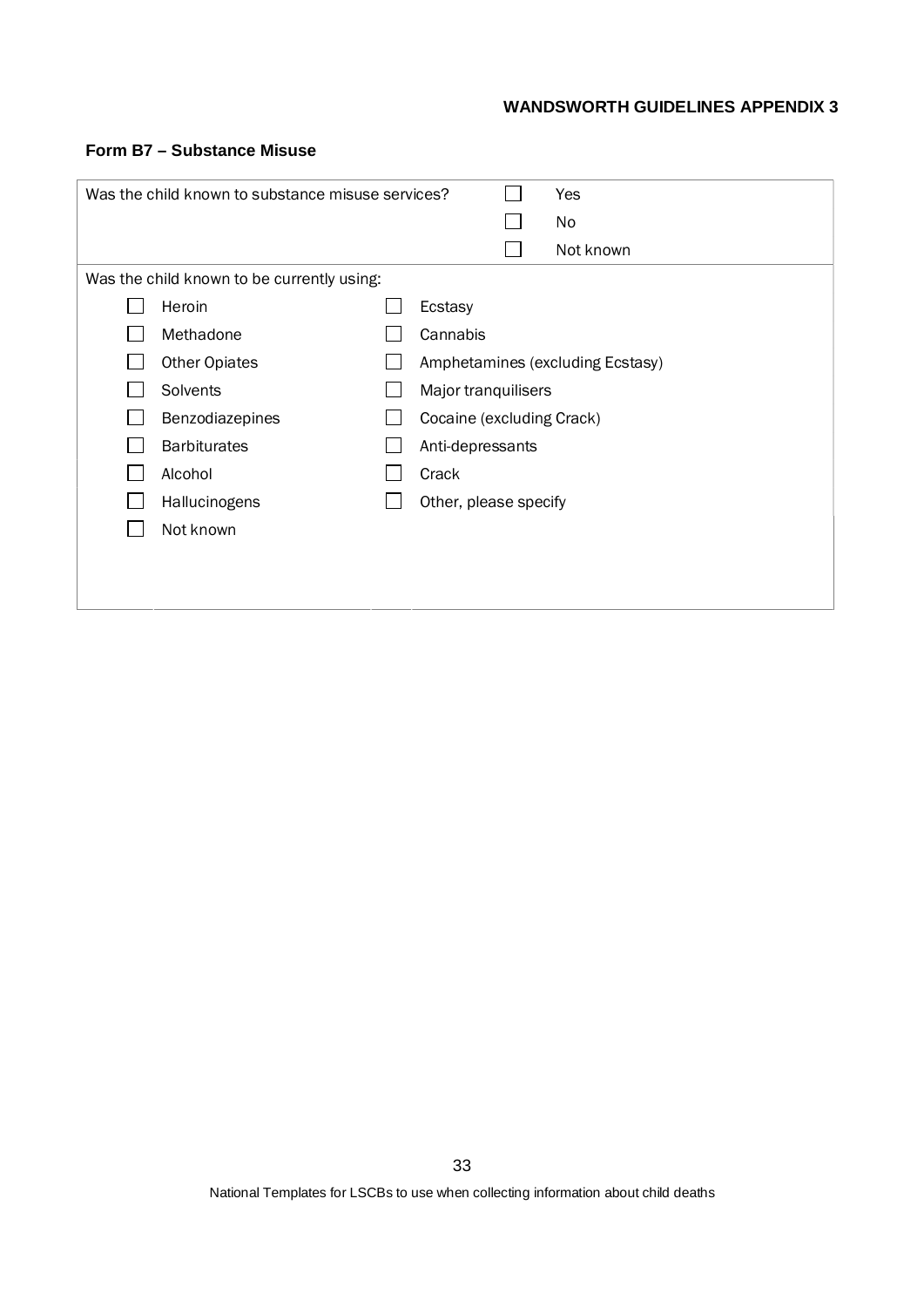**WANDSWORTH GUIDELINES APPENDIX 3**

**Form B7 – Substance Misuse**

Was the child known to substance misuse services?

- ☐ Yes
- ☐ No
- ☐ Not known

Was the child known to be currently using:

| | | | |
|---|---|---|---|
| ☐ | Heroin | ☐ | Ecstasy |
| ☐ | Methadone | ☐ | Cannabis |
| ☐ | Other Opiates | ☐ | Amphetamines (excluding Ecstasy) |
| ☐ | Solvents | ☐ | Major tranquilisers |
| ☐ | Benzodiazepines | ☐ | Cocaine (excluding Crack) |
| ☐ | Barbiturates | ☐ | Anti-depressants |
| ☐ | Alcohol | ☐ | Crack |
| ☐ | Hallucinogens | ☐ | Other, please specify |
| ☐ | Not known | | |

National Templates for LSCBs to use when collecting information about child deaths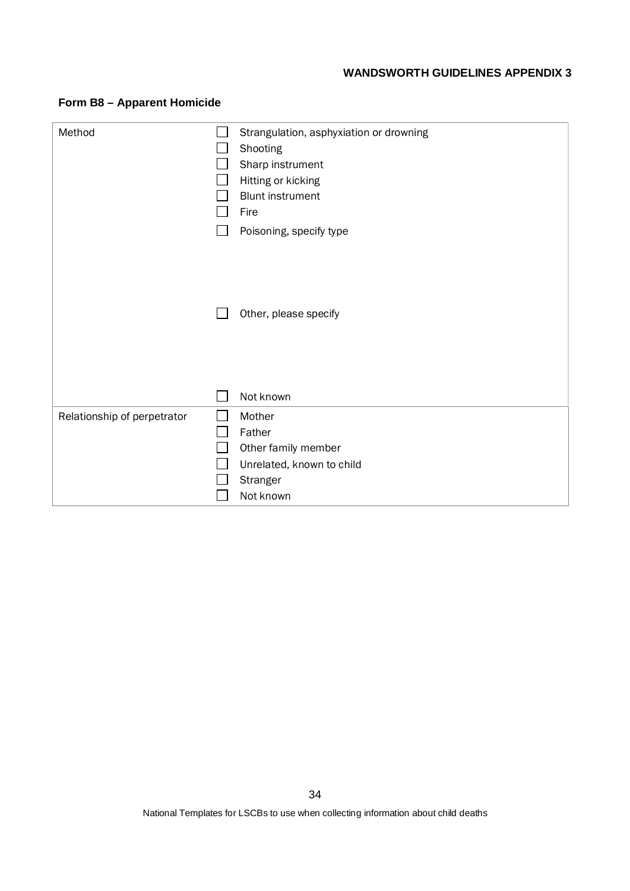## Form B8 – Apparent Homicide

| | |
|---|---|
| Method | ☐ Strangulation, asphyxiation or drowning<br>☐ Shooting<br>☐ Sharp instrument<br>☐ Hitting or kicking<br>☐ Blunt instrument<br>☐ Fire<br>☐ Poisoning, specify type<br><br><br><br>☐ Other, please specify<br><br><br><br>☐ Not known |
| Relationship of perpetrator | ☐ Mother<br>☐ Father<br>☐ Other family member<br>☐ Unrelated, known to child<br>☐ Stranger<br>☐ Not known |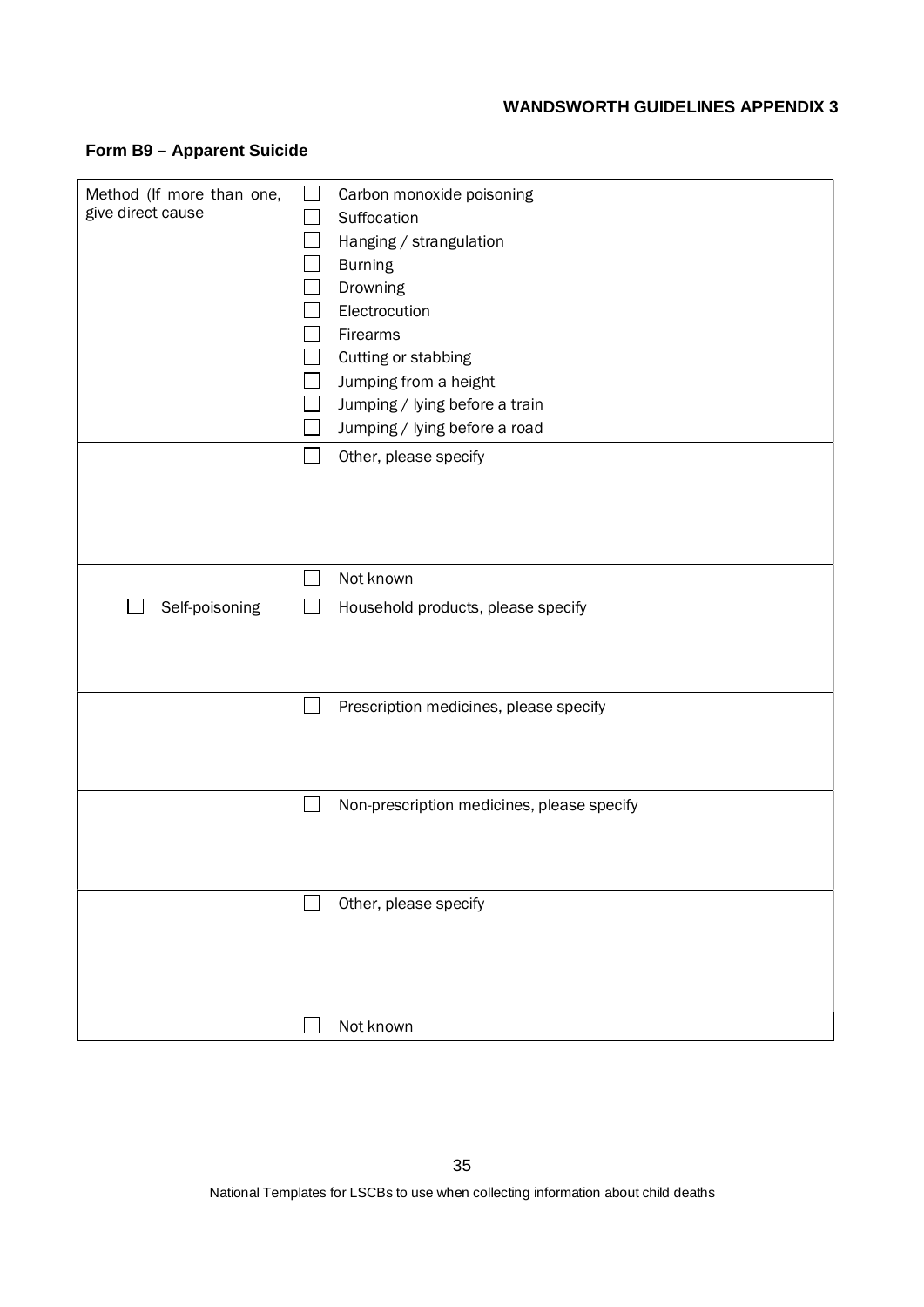**WANDSWORTH GUIDELINES APPENDIX 3**

**Form B9 – Apparent Suicide**

| | |
|---|---|
| Method (If more than one, give direct cause | ☐ Carbon monoxide poisoning<br>☐ Suffocation<br>☐ Hanging / strangulation<br>☐ Burning<br>☐ Drowning<br>☐ Electrocution<br>☐ Firearms<br>☐ Cutting or stabbing<br>☐ Jumping from a height<br>☐ Jumping / lying before a train<br>☐ Jumping / lying before a road |
| | ☐ Other, please specify |
| | ☐ Not known |
| ☐ Self-poisoning | ☐ Household products, please specify |
| | ☐ Prescription medicines, please specify |
| | ☐ Non-prescription medicines, please specify |
| | ☐ Other, please specify |
| | ☐ Not known |

National Templates for LSCBs to use when collecting information about child deaths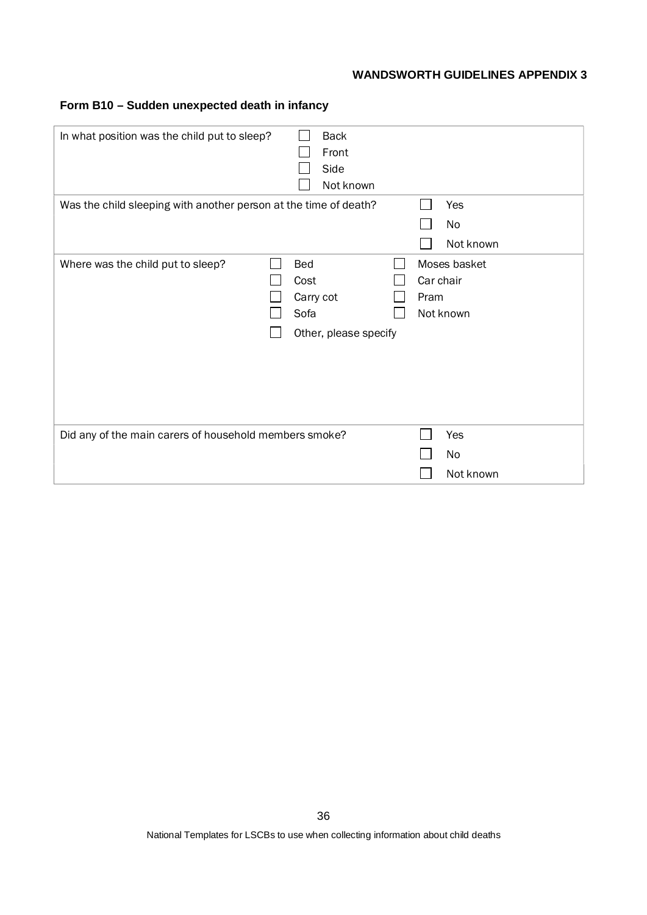**WANDSWORTH GUIDELINES APPENDIX 3**

## Form B10 – Sudden unexpected death in infancy

| | | | |
|---|---|---|---|
| In what position was the child put to sleep? | ☐ Back<br>☐ Front<br>☐ Side<br>☐ Not known | | |
| Was the child sleeping with another person at the time of death? | | | ☐ Yes<br>☐ No<br>☐ Not known |
| Where was the child put to sleep? | ☐ Bed<br>☐ Cost<br>☐ Carry cot<br>☐ Sofa<br>☐ Other, please specify | ☐ Moses basket<br>☐ Car chair<br>☐ Pram<br>☐ Not known | |
| Did any of the main carers of household members smoke? | | | ☐ Yes<br>☐ No<br>☐ Not known |

National Templates for LSCBs to use when collecting information about child deaths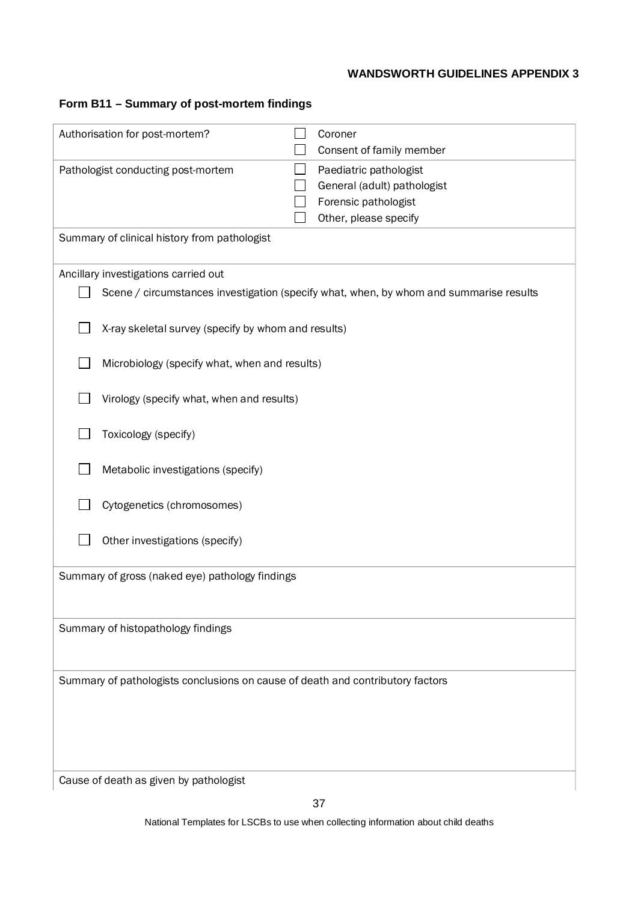**WANDSWORTH GUIDELINES APPENDIX 3**

## Form B11 – Summary of post-mortem findings

| | |
|---|---|
| Authorisation for post-mortem? | ☐ Coroner<br>☐ Consent of family member |
| Pathologist conducting post-mortem | ☐ Paediatric pathologist<br>☐ General (adult) pathologist<br>☐ Forensic pathologist<br>☐ Other, please specify |
| Summary of clinical history from pathologist | |
| Ancillary investigations carried out<br>☐ Scene / circumstances investigation (specify what, when, by whom and summarise results<br>☐ X-ray skeletal survey (specify by whom and results)<br>☐ Microbiology (specify what, when and results)<br>☐ Virology (specify what, when and results)<br>☐ Toxicology (specify)<br>☐ Metabolic investigations (specify)<br>☐ Cytogenetics (chromosomes)<br>☐ Other investigations (specify) | |
| Summary of gross (naked eye) pathology findings | |
| Summary of histopathology findings | |
| Summary of pathologists conclusions on cause of death and contributory factors | |
| Cause of death as given by pathologist | |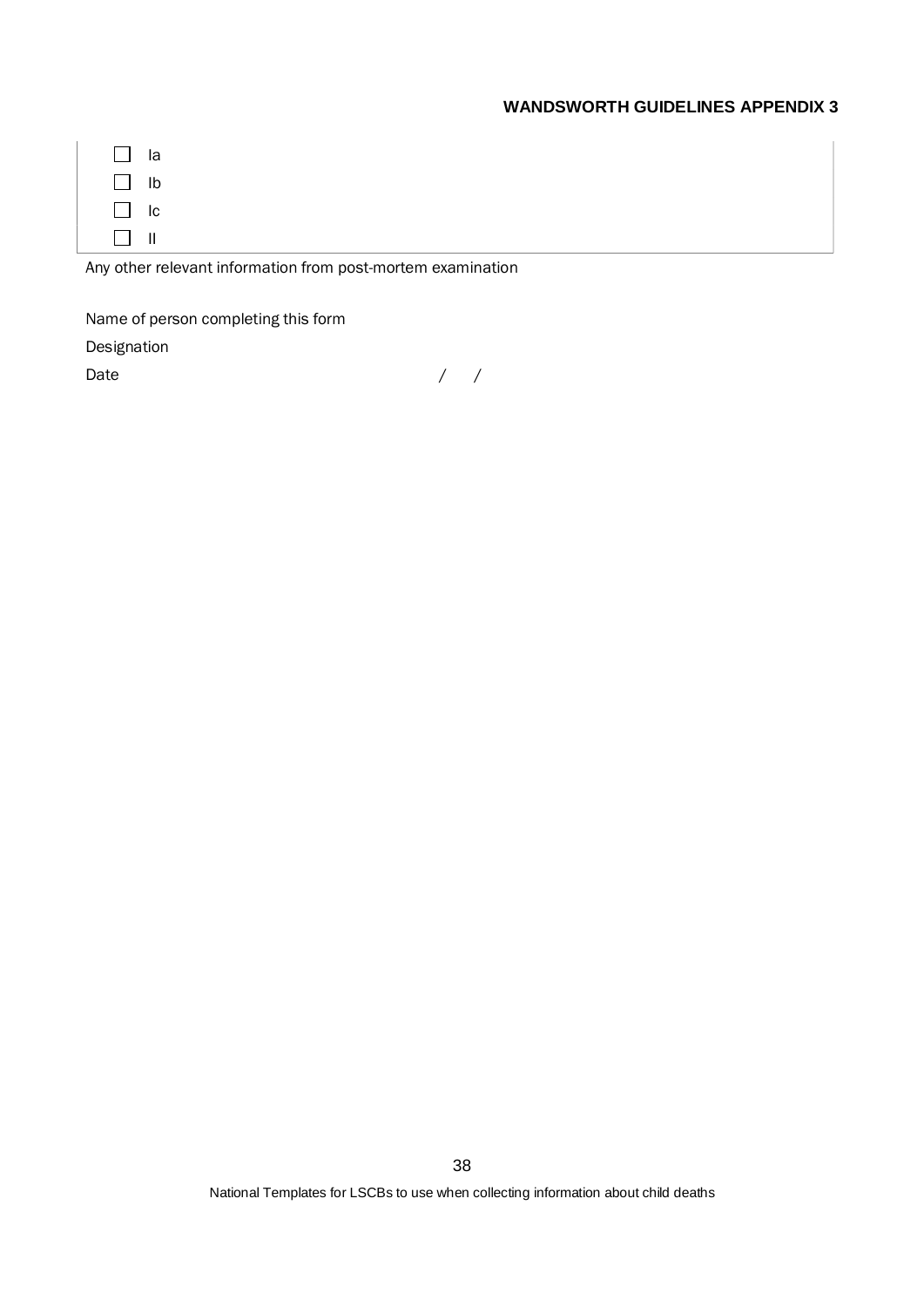- ☐ Ia
- ☐ Ib
- ☐ Ic
- ☐ II

Any other relevant information from post-mortem examination

Name of person completing this form

Designation

Date / /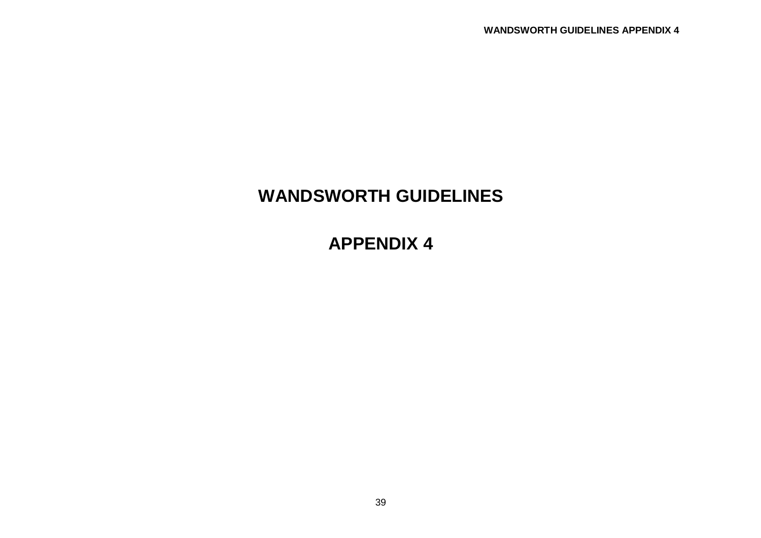# WANDSWORTH GUIDELINES

# APPENDIX 4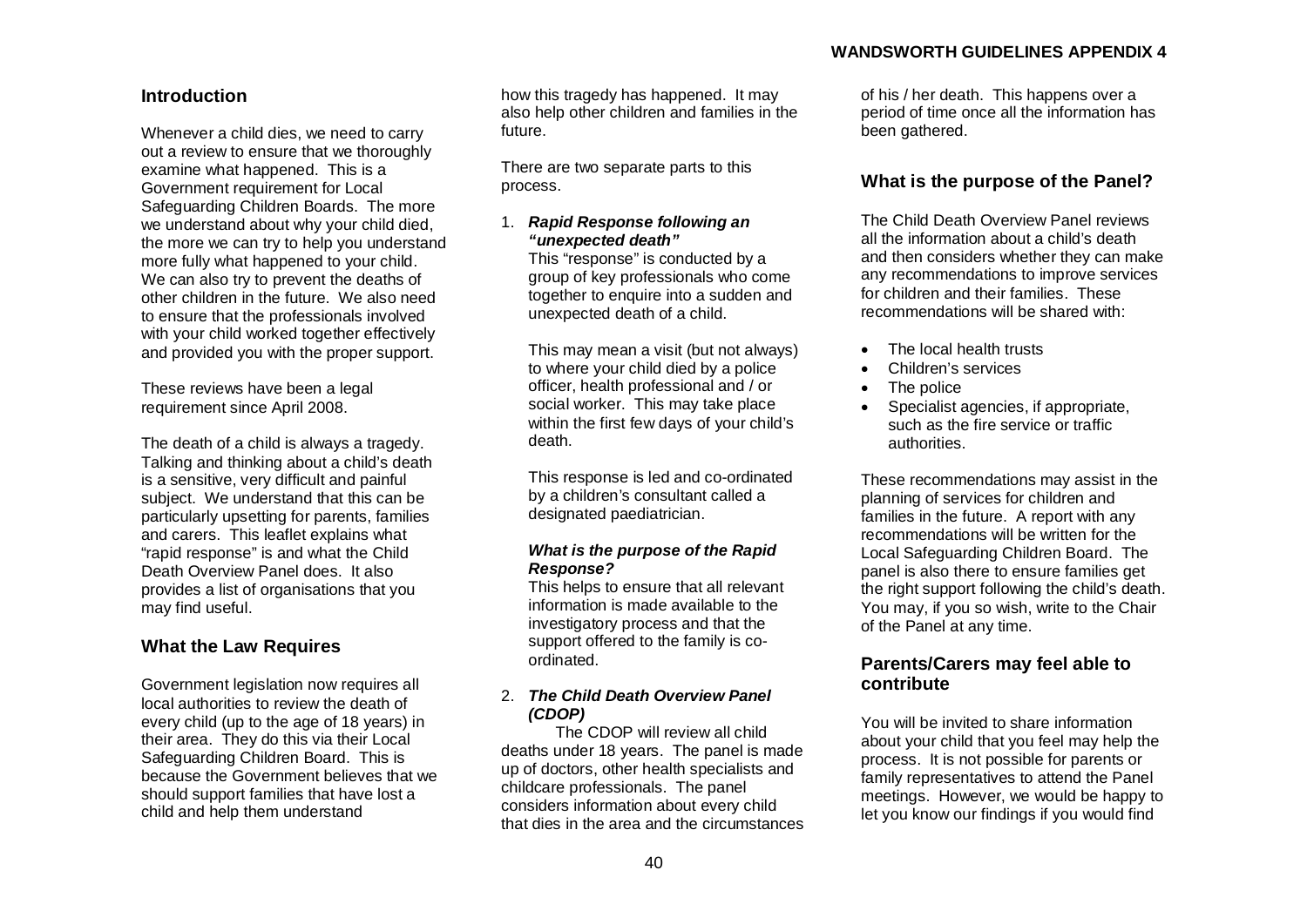## Introduction

Whenever a child dies, we need to carry out a review to ensure that we thoroughly examine what happened. This is a Government requirement for Local Safeguarding Children Boards. The more we understand about why your child died, the more we can try to help you understand more fully what happened to your child. We can also try to prevent the deaths of other children in the future. We also need to ensure that the professionals involved with your child worked together effectively and provided you with the proper support.

These reviews have been a legal requirement since April 2008.

The death of a child is always a tragedy. Talking and thinking about a child's death is a sensitive, very difficult and painful subject. We understand that this can be particularly upsetting for parents, families and carers. This leaflet explains what "rapid response" is and what the Child Death Overview Panel does. It also provides a list of organisations that you may find useful.

## What the Law Requires

Government legislation now requires all local authorities to review the death of every child (up to the age of 18 years) in their area. They do this via their Local Safeguarding Children Board. This is because the Government believes that we should support families that have lost a child and help them understand how this tragedy has happened. It may also help other children and families in the future.

There are two separate parts to this process.

1. ***Rapid Response following an "unexpected death"***
   This "response" is conducted by a group of key professionals who come together to enquire into a sudden and unexpected death of a child.

   This may mean a visit (but not always) to where your child died by a police officer, health professional and / or social worker. This may take place within the first few days of your child's death.

   This response is led and co-ordinated by a children's consultant called a designated paediatrician.

   ***What is the purpose of the Rapid Response?***
   This helps to ensure that all relevant information is made available to the investigatory process and that the support offered to the family is co-ordinated.

2. ***The Child Death Overview Panel (CDOP)***
   The CDOP will review all child deaths under 18 years. The panel is made up of doctors, other health specialists and childcare professionals. The panel considers information about every child that dies in the area and the circumstances of his / her death. This happens over a period of time once all the information has been gathered.

## What is the purpose of the Panel?

The Child Death Overview Panel reviews all the information about a child's death and then considers whether they can make any recommendations to improve services for children and their families. These recommendations will be shared with:

- The local health trusts
- Children's services
- The police
- Specialist agencies, if appropriate, such as the fire service or traffic authorities.

These recommendations may assist in the planning of services for children and families in the future. A report with any recommendations will be written for the Local Safeguarding Children Board. The panel is also there to ensure families get the right support following the child's death. You may, if you so wish, write to the Chair of the Panel at any time.

## Parents/Carers may feel able to contribute

You will be invited to share information about your child that you feel may help the process. It is not possible for parents or family representatives to attend the Panel meetings. However, we would be happy to let you know our findings if you would find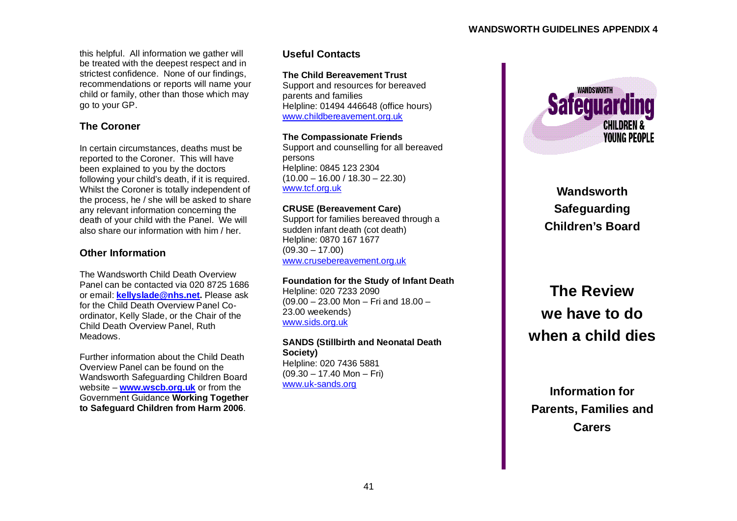this helpful. All information we gather will be treated with the deepest respect and in strictest confidence. None of our findings, recommendations or reports will name your child or family, other than those which may go to your GP.

## The Coroner

In certain circumstances, deaths must be reported to the Coroner. This will have been explained to you by the doctors following your child's death, if it is required. Whilst the Coroner is totally independent of the process, he / she will be asked to share any relevant information concerning the death of your child with the Panel. We will also share our information with him / her.

## Other Information

The Wandsworth Child Death Overview Panel can be contacted via 020 8725 1686 or email: **kellyslade@nhs.net.** Please ask for the Child Death Overview Panel Co-ordinator, Kelly Slade, or the Chair of the Child Death Overview Panel, Ruth Meadows.

Further information about the Child Death Overview Panel can be found on the Wandsworth Safeguarding Children Board website – **www.wscb.org.uk** or from the Government Guidance **Working Together to Safeguard Children from Harm 2006**.

## Useful Contacts

**The Child Bereavement Trust**
Support and resources for bereaved parents and families
Helpline: 01494 446648 (office hours)
www.childbereavement.org.uk

**The Compassionate Friends**
Support and counselling for all bereaved persons
Helpline: 0845 123 2304
(10.00 – 16.00 / 18.30 – 22.30)
www.tcf.org.uk

**CRUSE (Bereavement Care)**
Support for families bereaved through a sudden infant death (cot death)
Helpline: 0870 167 1677
(09.30 – 17.00)
www.crusebereavement.org.uk

**Foundation for the Study of Infant Death**
Helpline: 020 7233 2090
(09.00 – 23.00 Mon – Fri and 18.00 – 23.00 weekends)
www.sids.org.uk

**SANDS (Stillbirth and Neonatal Death Society)**
Helpline: 020 7436 5881
(09.30 – 17.40 Mon – Fri)
www.uk-sands.org

WANDSWORTH **Safeguarding** CHILDREN & YOUNG PEOPLE

**Wandsworth Safeguarding Children's Board**

# The Review we have to do when a child dies

**Information for Parents, Families and Carers**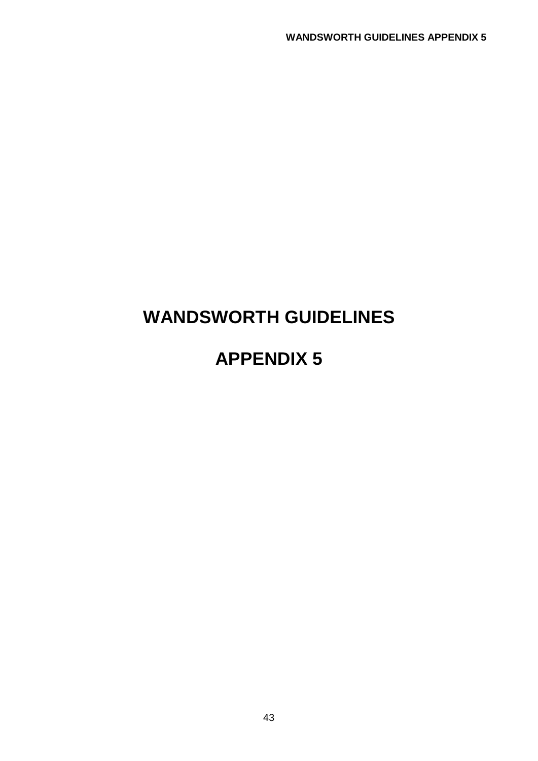# WANDSWORTH GUIDELINES

# APPENDIX 5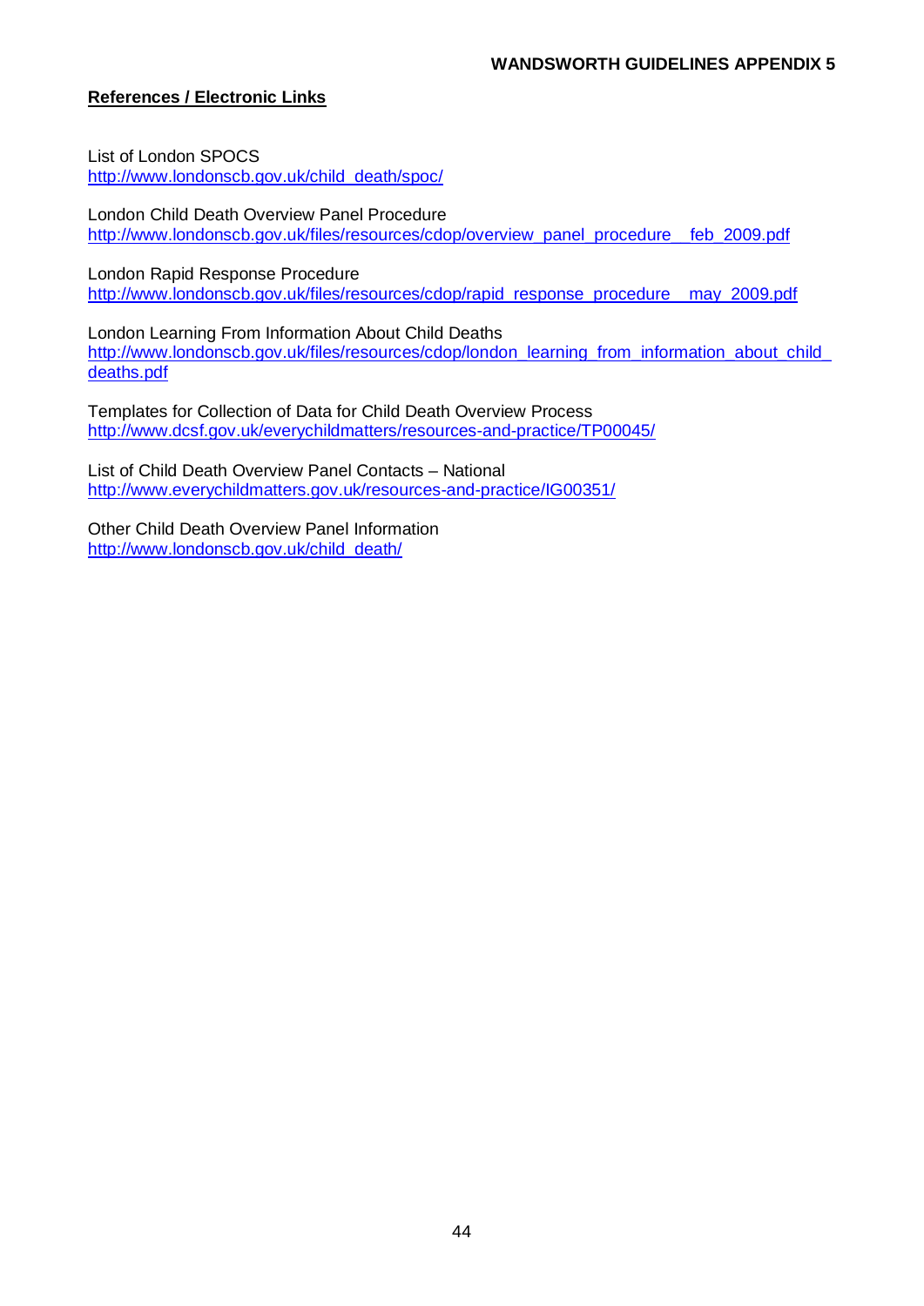**WANDSWORTH GUIDELINES APPENDIX 5**

## References / Electronic Links

List of London SPOCS
http://www.londonscb.gov.uk/child_death/spoc/

London Child Death Overview Panel Procedure
http://www.londonscb.gov.uk/files/resources/cdop/overview_panel_procedure__feb_2009.pdf

London Rapid Response Procedure
http://www.londonscb.gov.uk/files/resources/cdop/rapid_response_procedure__may_2009.pdf

London Learning From Information About Child Deaths
http://www.londonscb.gov.uk/files/resources/cdop/london_learning_from_information_about_child_deaths.pdf

Templates for Collection of Data for Child Death Overview Process
http://www.dcsf.gov.uk/everychildmatters/resources-and-practice/TP00045/

List of Child Death Overview Panel Contacts – National
http://www.everychildmatters.gov.uk/resources-and-practice/IG00351/

Other Child Death Overview Panel Information
http://www.londonscb.gov.uk/child_death/